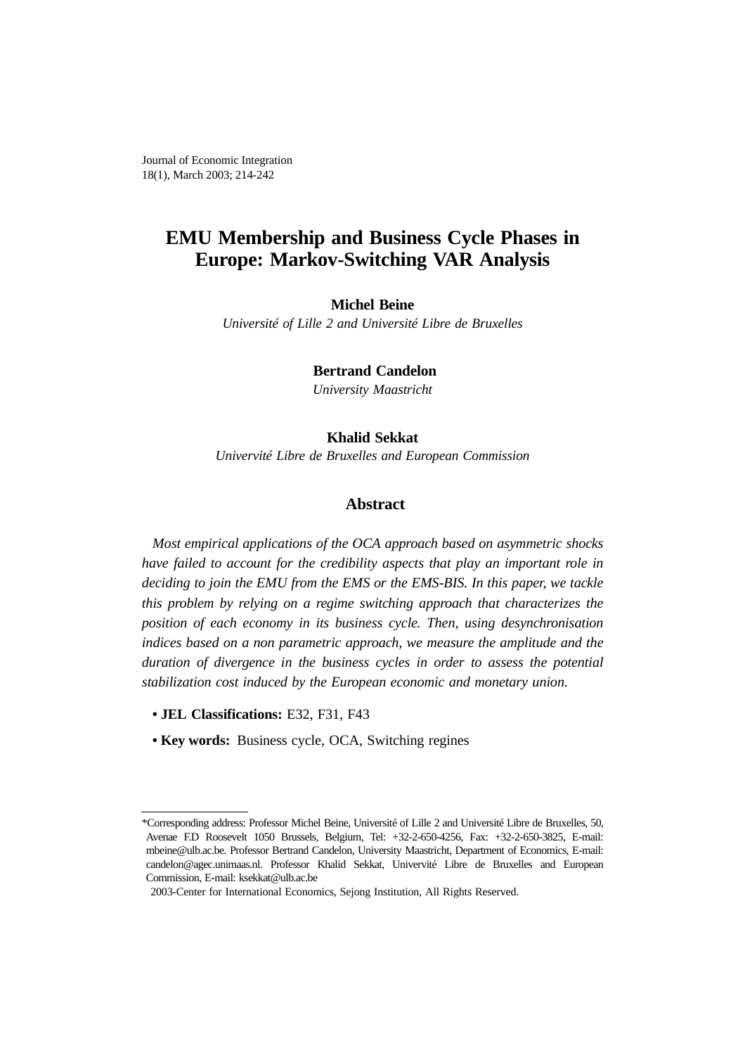# EMU Membership and Business Cycle Phases in Europe: Markov-Switching VAR Analysis

**Michel Beine**
*Université of Lille 2 and Université Libre de Bruxelles*

**Bertrand Candelon**
*University Maastricht*

**Khalid Sekkat**
*Univervité Libre de Bruxelles and European Commission*

## Abstract

*Most empirical applications of the OCA approach based on asymmetric shocks have failed to account for the credibility aspects that play an important role in deciding to join the EMU from the EMS or the EMS-BIS. In this paper, we tackle this problem by relying on a regime switching approach that characterizes the position of each economy in its business cycle. Then, using desynchronisation indices based on a non parametric approach, we measure the amplitude and the duration of divergence in the business cycles in order to assess the potential stabilization cost induced by the European economic and monetary union.*

- **JEL Classifications:** E32, F31, F43
- **Key words:** Business cycle, OCA, Switching regines

---

*Corresponding address: Professor Michel Beine, Université of Lille 2 and Université Libre de Bruxelles, 50, Avenae F.D Roosevelt 1050 Brussels, Belgium, Tel: +32-2-650-4256, Fax: +32-2-650-3825, E-mail: mbeine@ulb.ac.be. Professor Bertrand Candelon, University Maastricht, Department of Economics, E-mail: candelon@agec.unimaas.nl. Professor Khalid Sekkat, Univervité Libre de Bruxelles and European Commission, E-mail: ksekkat@ulb.ac.be

2003-Center for International Economics, Sejong Institution, All Rights Reserved.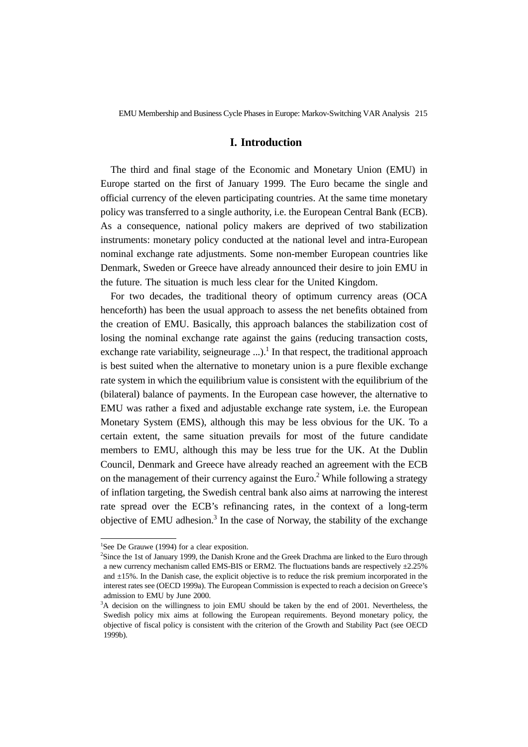## I. Introduction

The third and final stage of the Economic and Monetary Union (EMU) in Europe started on the first of January 1999. The Euro became the single and official currency of the eleven participating countries. At the same time monetary policy was transferred to a single authority, i.e. the European Central Bank (ECB). As a consequence, national policy makers are deprived of two stabilization instruments: monetary policy conducted at the national level and intra-European nominal exchange rate adjustments. Some non-member European countries like Denmark, Sweden or Greece have already announced their desire to join EMU in the future. The situation is much less clear for the United Kingdom.

For two decades, the traditional theory of optimum currency areas (OCA henceforth) has been the usual approach to assess the net benefits obtained from the creation of EMU. Basically, this approach balances the stabilization cost of losing the nominal exchange rate against the gains (reducing transaction costs, exchange rate variability, seigneurage ...).[1] In that respect, the traditional approach is best suited when the alternative to monetary union is a pure flexible exchange rate system in which the equilibrium value is consistent with the equilibrium of the (bilateral) balance of payments. In the European case however, the alternative to EMU was rather a fixed and adjustable exchange rate system, i.e. the European Monetary System (EMS), although this may be less obvious for the UK. To a certain extent, the same situation prevails for most of the future candidate members to EMU, although this may be less true for the UK. At the Dublin Council, Denmark and Greece have already reached an agreement with the ECB on the management of their currency against the Euro.[2] While following a strategy of inflation targeting, the Swedish central bank also aims at narrowing the interest rate spread over the ECB's refinancing rates, in the context of a long-term objective of EMU adhesion.[3] In the case of Norway, the stability of the exchange

---

[1] See De Grauwe (1994) for a clear exposition.

[2] Since the 1st of January 1999, the Danish Krone and the Greek Drachma are linked to the Euro through a new currency mechanism called EMS-BIS or ERM2. The fluctuations bands are respectively ±2.25% and ±15%. In the Danish case, the explicit objective is to reduce the risk premium incorporated in the interest rates see (OECD 1999a). The European Commission is expected to reach a decision on Greece's admission to EMU by June 2000.

[3] A decision on the willingness to join EMU should be taken by the end of 2001. Nevertheless, the Swedish policy mix aims at following the European requirements. Beyond monetary policy, the objective of fiscal policy is consistent with the criterion of the Growth and Stability Pact (see OECD 1999b).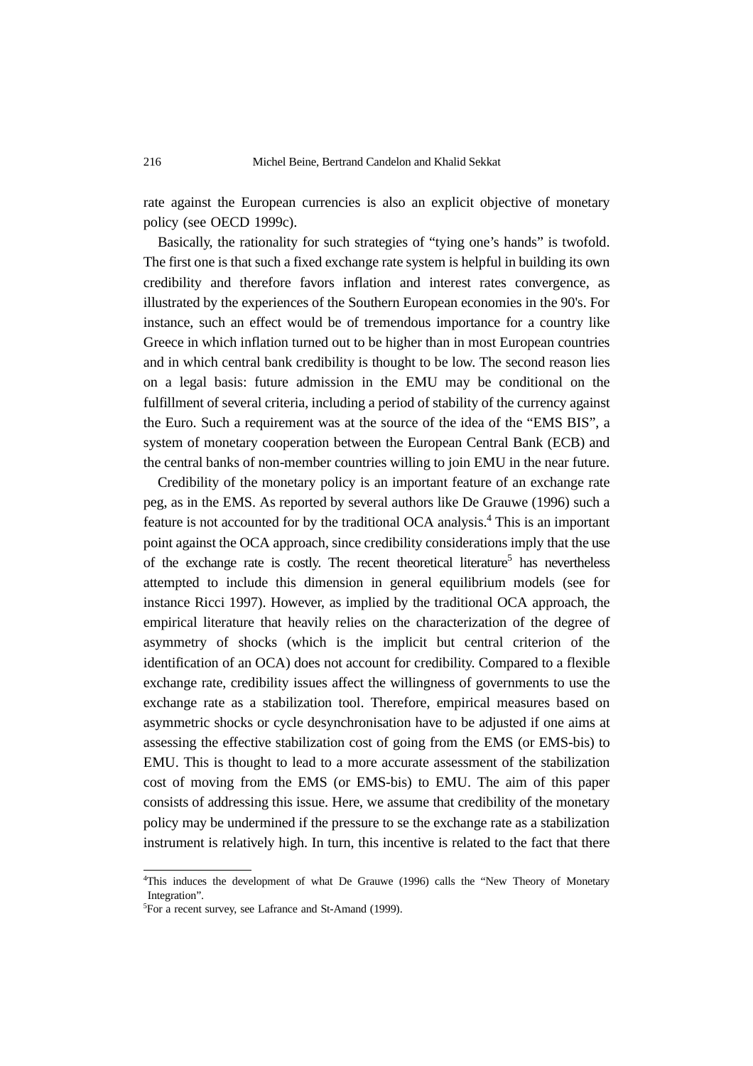rate against the European currencies is also an explicit objective of monetary policy (see OECD 1999c).

Basically, the rationality for such strategies of "tying one's hands" is twofold. The first one is that such a fixed exchange rate system is helpful in building its own credibility and therefore favors inflation and interest rates convergence, as illustrated by the experiences of the Southern European economies in the 90's. For instance, such an effect would be of tremendous importance for a country like Greece in which inflation turned out to be higher than in most European countries and in which central bank credibility is thought to be low. The second reason lies on a legal basis: future admission in the EMU may be conditional on the fulfillment of several criteria, including a period of stability of the currency against the Euro. Such a requirement was at the source of the idea of the "EMS BIS", a system of monetary cooperation between the European Central Bank (ECB) and the central banks of non-member countries willing to join EMU in the near future.

Credibility of the monetary policy is an important feature of an exchange rate peg, as in the EMS. As reported by several authors like De Grauwe (1996) such a feature is not accounted for by the traditional OCA analysis.[4] This is an important point against the OCA approach, since credibility considerations imply that the use of the exchange rate is costly. The recent theoretical literature[5] has nevertheless attempted to include this dimension in general equilibrium models (see for instance Ricci 1997). However, as implied by the traditional OCA approach, the empirical literature that heavily relies on the characterization of the degree of asymmetry of shocks (which is the implicit but central criterion of the identification of an OCA) does not account for credibility. Compared to a flexible exchange rate, credibility issues affect the willingness of governments to use the exchange rate as a stabilization tool. Therefore, empirical measures based on asymmetric shocks or cycle desynchronisation have to be adjusted if one aims at assessing the effective stabilization cost of going from the EMS (or EMS-bis) to EMU. This is thought to lead to a more accurate assessment of the stabilization cost of moving from the EMS (or EMS-bis) to EMU. The aim of this paper consists of addressing this issue. Here, we assume that credibility of the monetary policy may be undermined if the pressure to se the exchange rate as a stabilization instrument is relatively high. In turn, this incentive is related to the fact that there

[4]This induces the development of what De Grauwe (1996) calls the "New Theory of Monetary Integration".

[5]For a recent survey, see Lafrance and St-Amand (1999).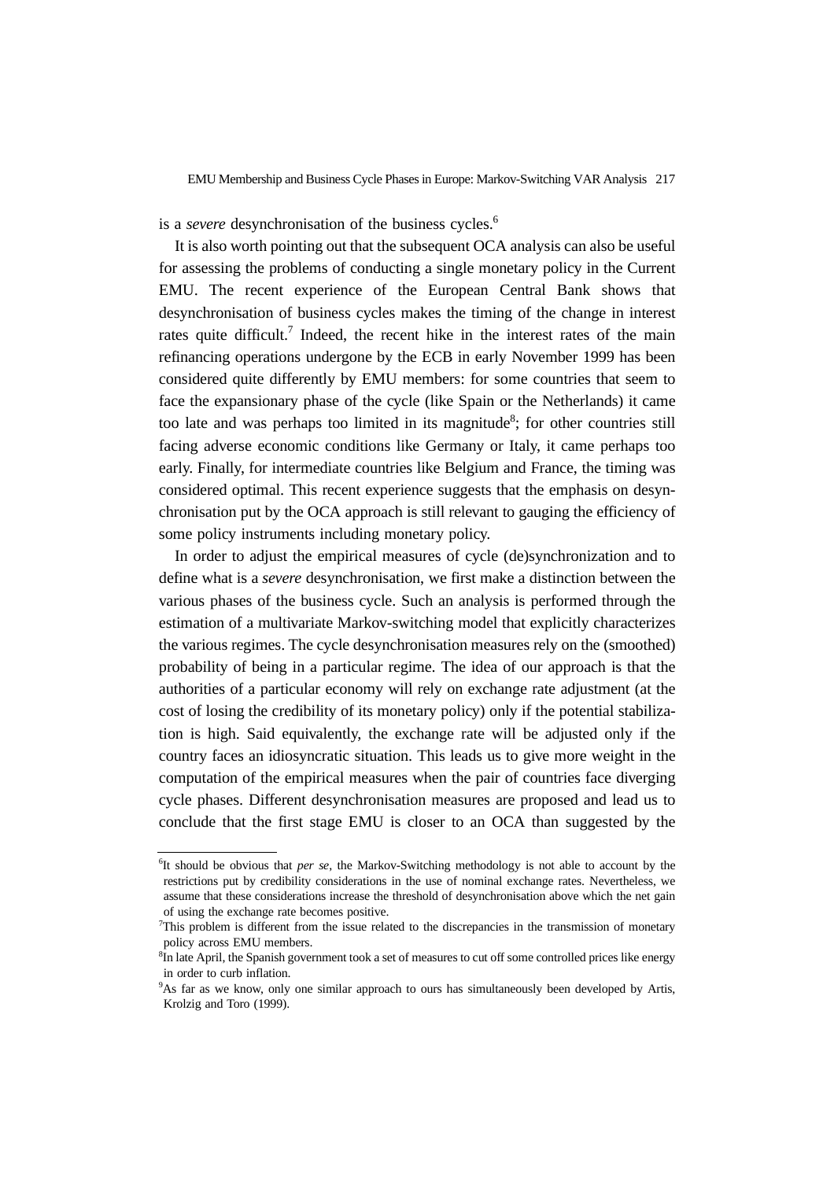is a *severe* desynchronisation of the business cycles.[6]

It is also worth pointing out that the subsequent OCA analysis can also be useful for assessing the problems of conducting a single monetary policy in the Current EMU. The recent experience of the European Central Bank shows that desynchronisation of business cycles makes the timing of the change in interest rates quite difficult.[7] Indeed, the recent hike in the interest rates of the main refinancing operations undergone by the ECB in early November 1999 has been considered quite differently by EMU members: for some countries that seem to face the expansionary phase of the cycle (like Spain or the Netherlands) it came too late and was perhaps too limited in its magnitude[8]; for other countries still facing adverse economic conditions like Germany or Italy, it came perhaps too early. Finally, for intermediate countries like Belgium and France, the timing was considered optimal. This recent experience suggests that the emphasis on desynchronisation put by the OCA approach is still relevant to gauging the efficiency of some policy instruments including monetary policy.

In order to adjust the empirical measures of cycle (de)synchronization and to define what is a *severe* desynchronisation, we first make a distinction between the various phases of the business cycle. Such an analysis is performed through the estimation of a multivariate Markov-switching model that explicitly characterizes the various regimes. The cycle desynchronisation measures rely on the (smoothed) probability of being in a particular regime. The idea of our approach is that the authorities of a particular economy will rely on exchange rate adjustment (at the cost of losing the credibility of its monetary policy) only if the potential stabilization is high. Said equivalently, the exchange rate will be adjusted only if the country faces an idiosyncratic situation. This leads us to give more weight in the computation of the empirical measures when the pair of countries face diverging cycle phases. Different desynchronisation measures are proposed and lead us to conclude that the first stage EMU is closer to an OCA than suggested by the

[6] It should be obvious that *per se*, the Markov-Switching methodology is not able to account by the restrictions put by credibility considerations in the use of nominal exchange rates. Nevertheless, we assume that these considerations increase the threshold of desynchronisation above which the net gain of using the exchange rate becomes positive.

[7] This problem is different from the issue related to the discrepancies in the transmission of monetary policy across EMU members.

[8] In late April, the Spanish government took a set of measures to cut off some controlled prices like energy in order to curb inflation.

[9] As far as we know, only one similar approach to ours has simultaneously been developed by Artis, Krolzig and Toro (1999).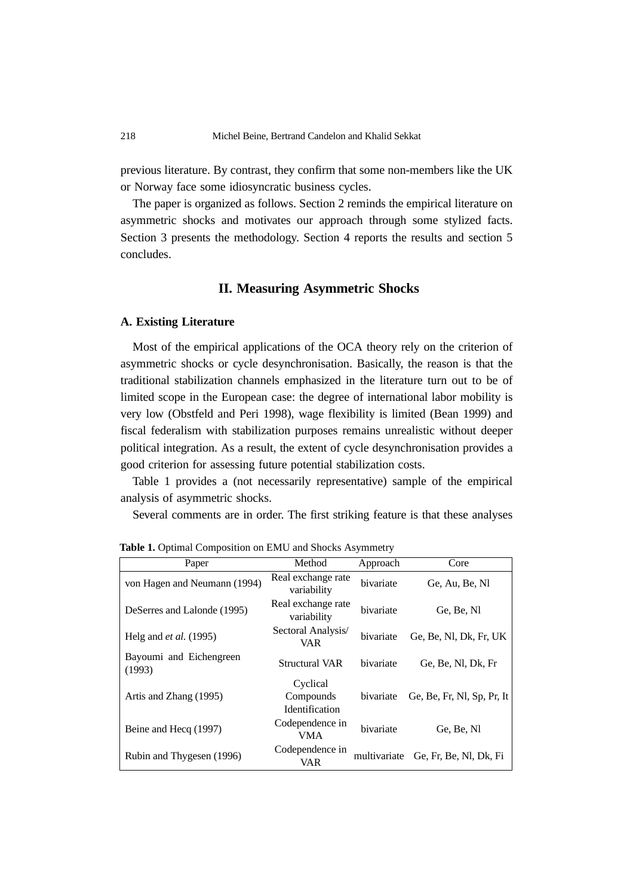previous literature. By contrast, they confirm that some non-members like the UK or Norway face some idiosyncratic business cycles.

The paper is organized as follows. Section 2 reminds the empirical literature on asymmetric shocks and motivates our approach through some stylized facts. Section 3 presents the methodology. Section 4 reports the results and section 5 concludes.

## II. Measuring Asymmetric Shocks

### A. Existing Literature

Most of the empirical applications of the OCA theory rely on the criterion of asymmetric shocks or cycle desynchronisation. Basically, the reason is that the traditional stabilization channels emphasized in the literature turn out to be of limited scope in the European case: the degree of international labor mobility is very low (Obstfeld and Peri 1998), wage flexibility is limited (Bean 1999) and fiscal federalism with stabilization purposes remains unrealistic without deeper political integration. As a result, the extent of cycle desynchronisation provides a good criterion for assessing future potential stabilization costs.

Table 1 provides a (not necessarily representative) sample of the empirical analysis of asymmetric shocks.

Several comments are in order. The first striking feature is that these analyses

**Table 1.** Optimal Composition on EMU and Shocks Asymmetry

| Paper | Method | Approach | Core |
|---|---|---|---|
| von Hagen and Neumann (1994) | Real exchange rate variability | bivariate | Ge, Au, Be, Nl |
| DeSerres and Lalonde (1995) | Real exchange rate variability | bivariate | Ge, Be, Nl |
| Helg and *et al.* (1995) | Sectoral Analysis/ VAR | bivariate | Ge, Be, Nl, Dk, Fr, UK |
| Bayoumi and Eichengreen (1993) | Structural VAR | bivariate | Ge, Be, Nl, Dk, Fr |
| Artis and Zhang (1995) | Cyclical Compounds Identification | bivariate | Ge, Be, Fr, Nl, Sp, Pr, It |
| Beine and Hecq (1997) | Codependence in VMA | bivariate | Ge, Be, Nl |
| Rubin and Thygesen (1996) | Codependence in VAR | multivariate | Ge, Fr, Be, Nl, Dk, Fi |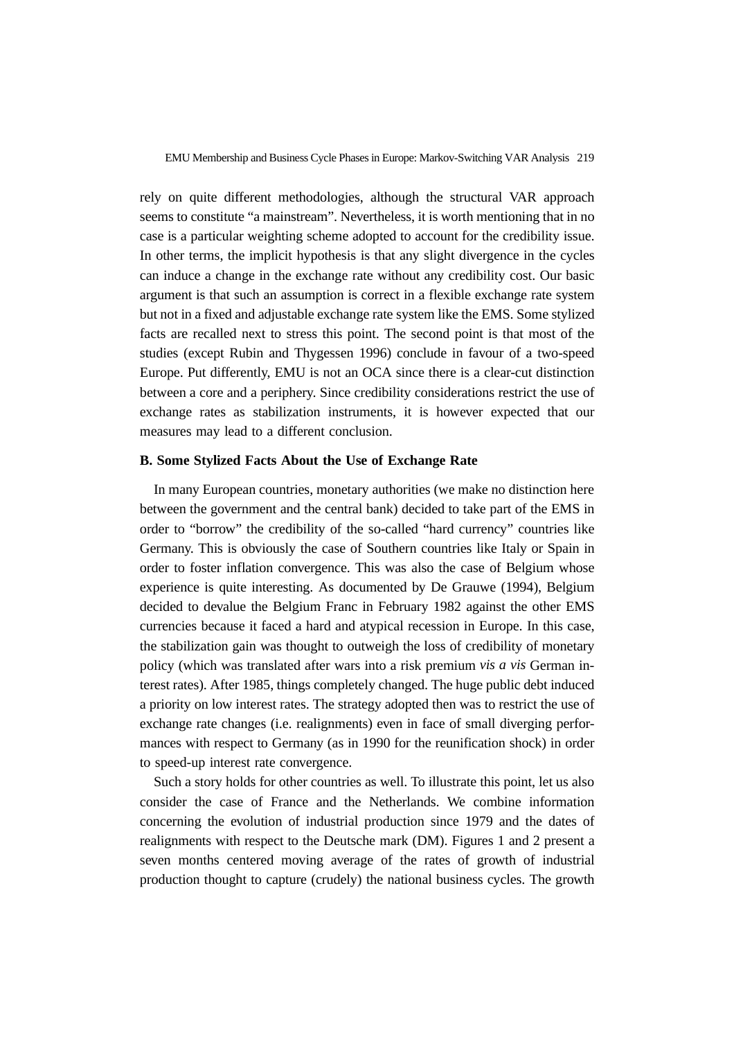rely on quite different methodologies, although the structural VAR approach seems to constitute "a mainstream". Nevertheless, it is worth mentioning that in no case is a particular weighting scheme adopted to account for the credibility issue. In other terms, the implicit hypothesis is that any slight divergence in the cycles can induce a change in the exchange rate without any credibility cost. Our basic argument is that such an assumption is correct in a flexible exchange rate system but not in a fixed and adjustable exchange rate system like the EMS. Some stylized facts are recalled next to stress this point. The second point is that most of the studies (except Rubin and Thygessen 1996) conclude in favour of a two-speed Europe. Put differently, EMU is not an OCA since there is a clear-cut distinction between a core and a periphery. Since credibility considerations restrict the use of exchange rates as stabilization instruments, it is however expected that our measures may lead to a different conclusion.

### B. Some Stylized Facts About the Use of Exchange Rate

In many European countries, monetary authorities (we make no distinction here between the government and the central bank) decided to take part of the EMS in order to "borrow" the credibility of the so-called "hard currency" countries like Germany. This is obviously the case of Southern countries like Italy or Spain in order to foster inflation convergence. This was also the case of Belgium whose experience is quite interesting. As documented by De Grauwe (1994), Belgium decided to devalue the Belgium Franc in February 1982 against the other EMS currencies because it faced a hard and atypical recession in Europe. In this case, the stabilization gain was thought to outweigh the loss of credibility of monetary policy (which was translated after wars into a risk premium *vis a vis* German interest rates). After 1985, things completely changed. The huge public debt induced a priority on low interest rates. The strategy adopted then was to restrict the use of exchange rate changes (i.e. realignments) even in face of small diverging performances with respect to Germany (as in 1990 for the reunification shock) in order to speed-up interest rate convergence.

Such a story holds for other countries as well. To illustrate this point, let us also consider the case of France and the Netherlands. We combine information concerning the evolution of industrial production since 1979 and the dates of realignments with respect to the Deutsche mark (DM). Figures 1 and 2 present a seven months centered moving average of the rates of growth of industrial production thought to capture (crudely) the national business cycles. The growth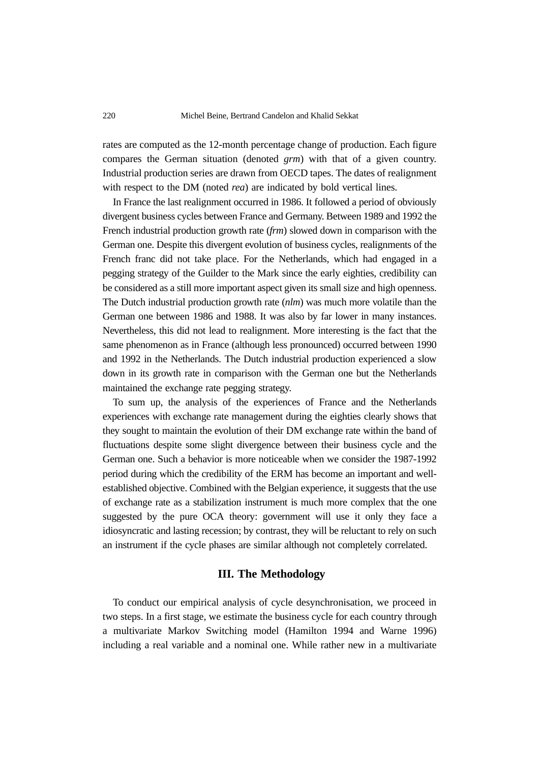rates are computed as the 12-month percentage change of production. Each figure compares the German situation (denoted *grm*) with that of a given country. Industrial production series are drawn from OECD tapes. The dates of realignment with respect to the DM (noted *rea*) are indicated by bold vertical lines.

In France the last realignment occurred in 1986. It followed a period of obviously divergent business cycles between France and Germany. Between 1989 and 1992 the French industrial production growth rate (*frm*) slowed down in comparison with the German one. Despite this divergent evolution of business cycles, realignments of the French franc did not take place. For the Netherlands, which had engaged in a pegging strategy of the Guilder to the Mark since the early eighties, credibility can be considered as a still more important aspect given its small size and high openness. The Dutch industrial production growth rate (*nlm*) was much more volatile than the German one between 1986 and 1988. It was also by far lower in many instances. Nevertheless, this did not lead to realignment. More interesting is the fact that the same phenomenon as in France (although less pronounced) occurred between 1990 and 1992 in the Netherlands. The Dutch industrial production experienced a slow down in its growth rate in comparison with the German one but the Netherlands maintained the exchange rate pegging strategy.

To sum up, the analysis of the experiences of France and the Netherlands experiences with exchange rate management during the eighties clearly shows that they sought to maintain the evolution of their DM exchange rate within the band of fluctuations despite some slight divergence between their business cycle and the German one. Such a behavior is more noticeable when we consider the 1987-1992 period during which the credibility of the ERM has become an important and well-established objective. Combined with the Belgian experience, it suggests that the use of exchange rate as a stabilization instrument is much more complex that the one suggested by the pure OCA theory: government will use it only they face a idiosyncratic and lasting recession; by contrast, they will be reluctant to rely on such an instrument if the cycle phases are similar although not completely correlated.

## III. The Methodology

To conduct our empirical analysis of cycle desynchronisation, we proceed in two steps. In a first stage, we estimate the business cycle for each country through a multivariate Markov Switching model (Hamilton 1994 and Warne 1996) including a real variable and a nominal one. While rather new in a multivariate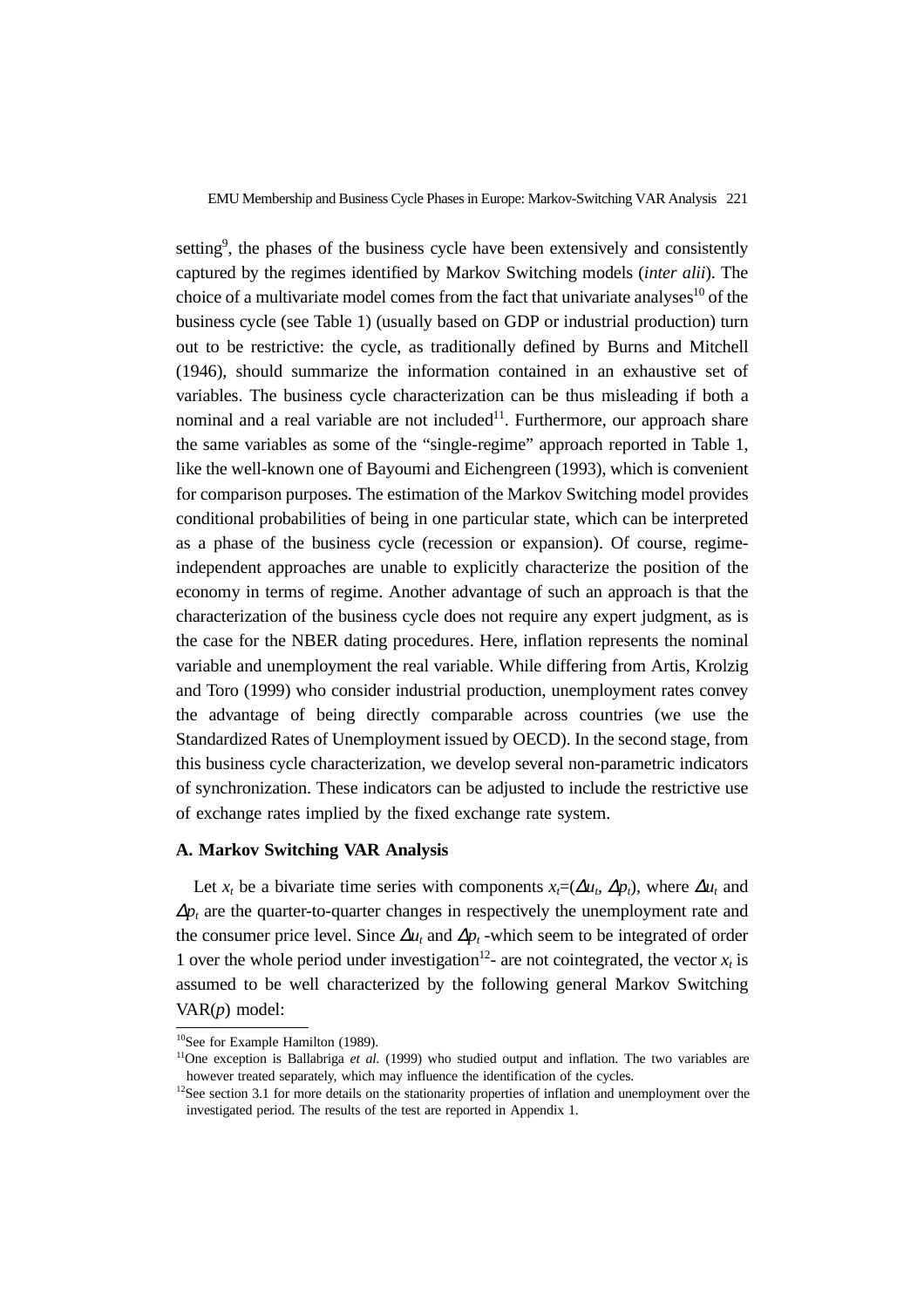setting[9], the phases of the business cycle have been extensively and consistently captured by the regimes identified by Markov Switching models (*inter alii*). The choice of a multivariate model comes from the fact that univariate analyses[10] of the business cycle (see Table 1) (usually based on GDP or industrial production) turn out to be restrictive: the cycle, as traditionally defined by Burns and Mitchell (1946), should summarize the information contained in an exhaustive set of variables. The business cycle characterization can be thus misleading if both a nominal and a real variable are not included[11]. Furthermore, our approach share the same variables as some of the "single-regime" approach reported in Table 1, like the well-known one of Bayoumi and Eichengreen (1993), which is convenient for comparison purposes. The estimation of the Markov Switching model provides conditional probabilities of being in one particular state, which can be interpreted as a phase of the business cycle (recession or expansion). Of course, regime-independent approaches are unable to explicitly characterize the position of the economy in terms of regime. Another advantage of such an approach is that the characterization of the business cycle does not require any expert judgment, as is the case for the NBER dating procedures. Here, inflation represents the nominal variable and unemployment the real variable. While differing from Artis, Krolzig and Toro (1999) who consider industrial production, unemployment rates convey the advantage of being directly comparable across countries (we use the Standardized Rates of Unemployment issued by OECD). In the second stage, from this business cycle characterization, we develop several non-parametric indicators of synchronization. These indicators can be adjusted to include the restrictive use of exchange rates implied by the fixed exchange rate system.

### A. Markov Switching VAR Analysis

Let $x_t$ be a bivariate time series with components $x_t$=($\Delta u_t$, $\Delta p_t$), where $\Delta u_t$ and $\Delta p_t$ are the quarter-to-quarter changes in respectively the unemployment rate and the consumer price level. Since $\Delta u_t$ and $\Delta p_t$ -which seem to be integrated of order 1 over the whole period under investigation[12]- are not cointegrated, the vector $x_t$ is assumed to be well characterized by the following general Markov Switching VAR($p$) model:

---

[10]See for Example Hamilton (1989).

[11]One exception is Ballabriga *et al.* (1999) who studied output and inflation. The two variables are however treated separately, which may influence the identification of the cycles.

[12]See section 3.1 for more details on the stationarity properties of inflation and unemployment over the investigated period. The results of the test are reported in Appendix 1.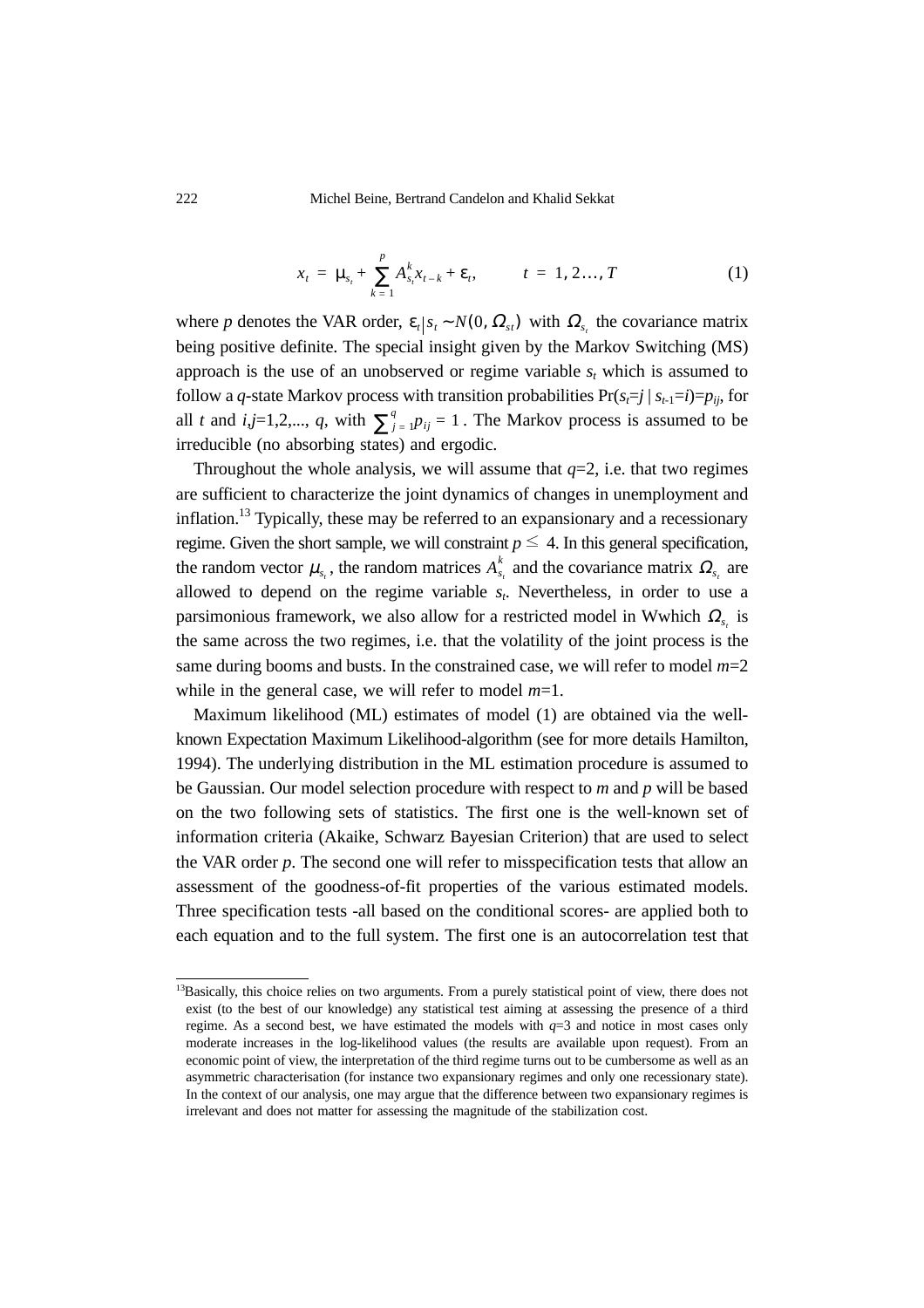$$x_t = \mu_{s_t} + \sum_{k=1}^{p} A_{s_t}^k x_{t-k} + \varepsilon_t, \qquad t = 1, 2\ldots, T \tag{1}$$

where $p$ denotes the VAR order, $\varepsilon_t|s_t \sim N(0, \Omega_{st})$ with $\Omega_{s_t}$ the covariance matrix being positive definite. The special insight given by the Markov Switching (MS) approach is the use of an unobserved or regime variable $s_t$ which is assumed to follow a $q$-state Markov process with transition probabilities $\Pr(s_t=j \mid s_{t-1}=i)=p_{ij}$, for all $t$ and $i,j=1,2,\ldots, q$, with $\sum_{j=1}^{q} p_{ij} = 1$. The Markov process is assumed to be irreducible (no absorbing states) and ergodic.

Throughout the whole analysis, we will assume that $q=2$, i.e. that two regimes are sufficient to characterize the joint dynamics of changes in unemployment and inflation.[13] Typically, these may be referred to an expansionary and a recessionary regime. Given the short sample, we will constraint $p \leq 4$. In this general specification, the random vector $\mu_{s_t}$, the random matrices $A_{s_t}^k$ and the covariance matrix $\Omega_{s_t}$ are allowed to depend on the regime variable $s_t$. Nevertheless, in order to use a parsimonious framework, we also allow for a restricted model in Wwhich $\Omega_{s_t}$ is the same across the two regimes, i.e. that the volatility of the joint process is the same during booms and busts. In the constrained case, we will refer to model $m=2$ while in the general case, we will refer to model $m=1$.

Maximum likelihood (ML) estimates of model (1) are obtained via the well-known Expectation Maximum Likelihood-algorithm (see for more details Hamilton, 1994). The underlying distribution in the ML estimation procedure is assumed to be Gaussian. Our model selection procedure with respect to $m$ and $p$ will be based on the two following sets of statistics. The first one is the well-known set of information criteria (Akaike, Schwarz Bayesian Criterion) that are used to select the VAR order $p$. The second one will refer to misspecification tests that allow an assessment of the goodness-of-fit properties of the various estimated models. Three specification tests -all based on the conditional scores- are applied both to each equation and to the full system. The first one is an autocorrelation test that

[13]Basically, this choice relies on two arguments. From a purely statistical point of view, there does not exist (to the best of our knowledge) any statistical test aiming at assessing the presence of a third regime. As a second best, we have estimated the models with $q=3$ and notice in most cases only moderate increases in the log-likelihood values (the results are available upon request). From an economic point of view, the interpretation of the third regime turns out to be cumbersome as well as an asymmetric characterisation (for instance two expansionary regimes and only one recessionary state). In the context of our analysis, one may argue that the difference between two expansionary regimes is irrelevant and does not matter for assessing the magnitude of the stabilization cost.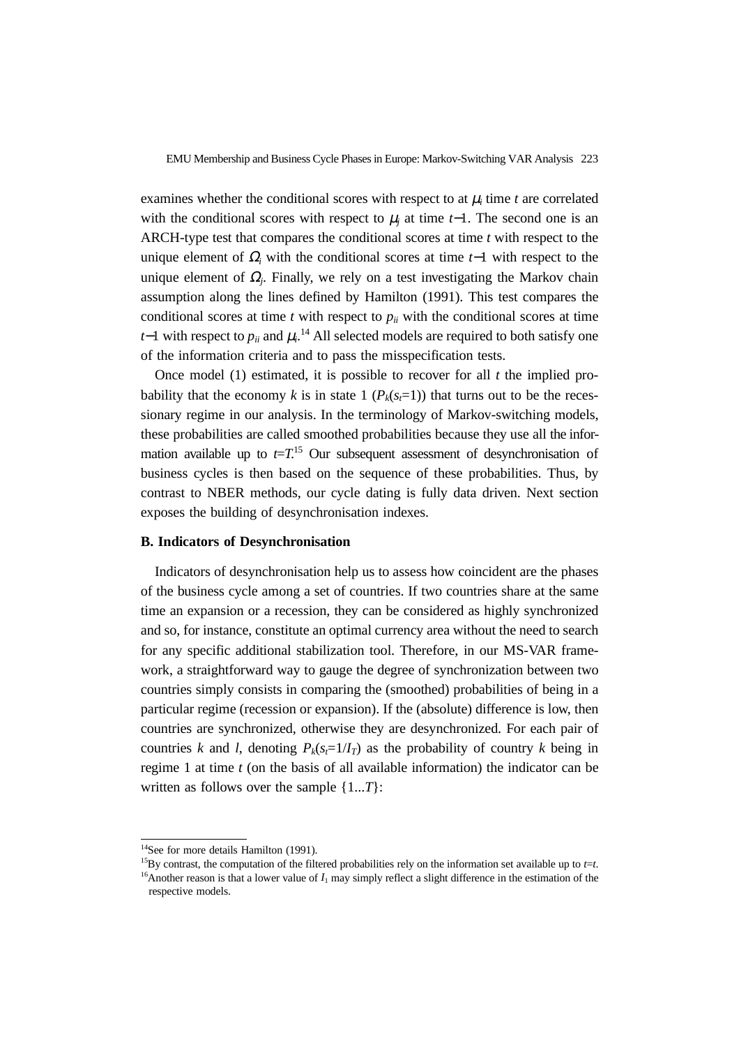examines whether the conditional scores with respect to at $\mu_i$ time $t$ are correlated with the conditional scores with respect to $\mu_j$ at time $t-1$. The second one is an ARCH-type test that compares the conditional scores at time $t$ with respect to the unique element of $\Omega_i$ with the conditional scores at time $t-1$ with respect to the unique element of $\Omega_j$. Finally, we rely on a test investigating the Markov chain assumption along the lines defined by Hamilton (1991). This test compares the conditional scores at time $t$ with respect to $p_{ii}$ with the conditional scores at time $t-1$ with respect to $p_{ii}$ and $\mu_i$.[14] All selected models are required to both satisfy one of the information criteria and to pass the misspecification tests.

Once model (1) estimated, it is possible to recover for all $t$ the implied probability that the economy $k$ is in state 1 ($P_k(s_t=1)$) that turns out to be the recessionary regime in our analysis. In the terminology of Markov-switching models, these probabilities are called smoothed probabilities because they use all the information available up to $t=T$.[15] Our subsequent assessment of desynchronisation of business cycles is then based on the sequence of these probabilities. Thus, by contrast to NBER methods, our cycle dating is fully data driven. Next section exposes the building of desynchronisation indexes.

### B. Indicators of Desynchronisation

Indicators of desynchronisation help us to assess how coincident are the phases of the business cycle among a set of countries. If two countries share at the same time an expansion or a recession, they can be considered as highly synchronized and so, for instance, constitute an optimal currency area without the need to search for any specific additional stabilization tool. Therefore, in our MS-VAR framework, a straightforward way to gauge the degree of synchronization between two countries simply consists in comparing the (smoothed) probabilities of being in a particular regime (recession or expansion). If the (absolute) difference is low, then countries are synchronized, otherwise they are desynchronized. For each pair of countries $k$ and $l$, denoting $P_k(s_t=1/I_T)$ as the probability of country $k$ being in regime 1 at time $t$ (on the basis of all available information) the indicator can be written as follows over the sample $\{1...T\}$:

---

[14] See for more details Hamilton (1991).

[15] By contrast, the computation of the filtered probabilities rely on the information set available up to $t=t$.

[16] Another reason is that a lower value of $I_1$ may simply reflect a slight difference in the estimation of the respective models.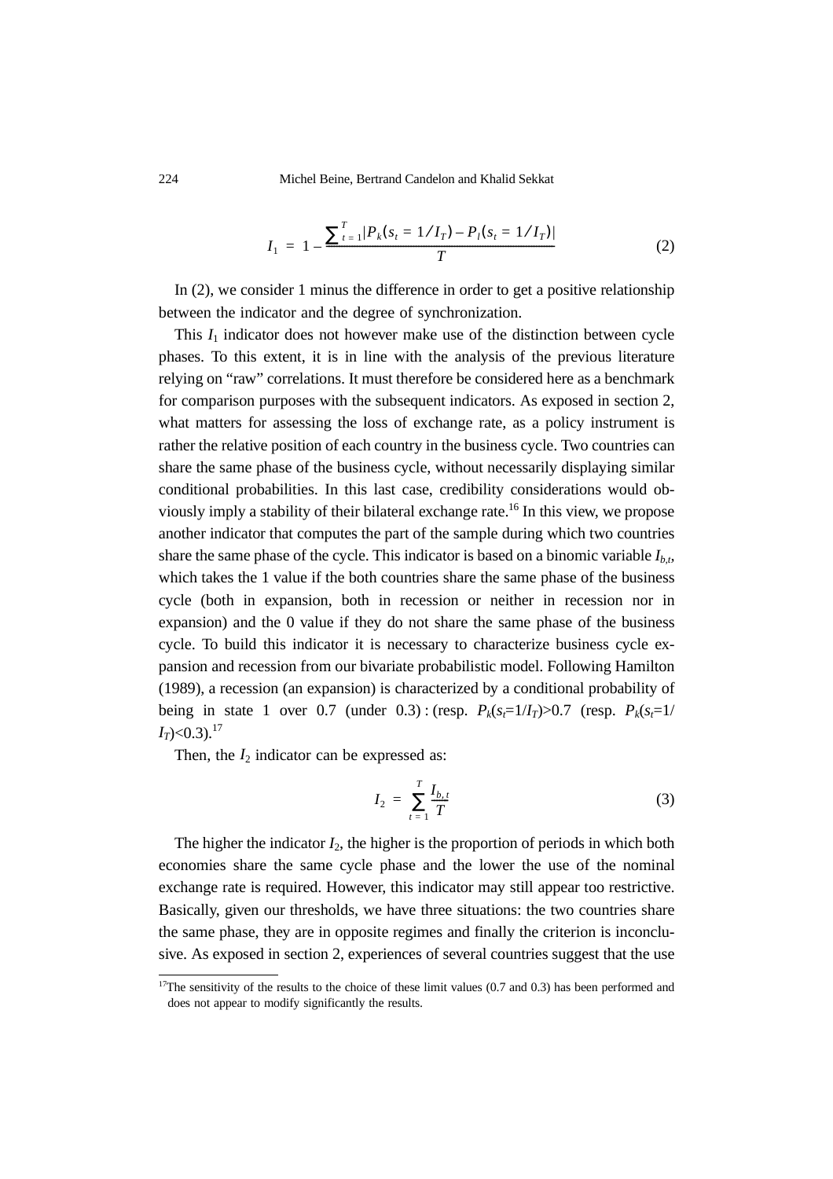$$I_1 = 1 - \frac{\sum_{t=1}^{T} |P_k(s_t = 1/I_T) - P_l(s_t = 1/I_T)|}{T} \tag{2}$$

In (2), we consider 1 minus the difference in order to get a positive relationship between the indicator and the degree of synchronization.

This $I_1$ indicator does not however make use of the distinction between cycle phases. To this extent, it is in line with the analysis of the previous literature relying on "raw" correlations. It must therefore be considered here as a benchmark for comparison purposes with the subsequent indicators. As exposed in section 2, what matters for assessing the loss of exchange rate, as a policy instrument is rather the relative position of each country in the business cycle. Two countries can share the same phase of the business cycle, without necessarily displaying similar conditional probabilities. In this last case, credibility considerations would obviously imply a stability of their bilateral exchange rate.[16] In this view, we propose another indicator that computes the part of the sample during which two countries share the same phase of the cycle. This indicator is based on a binomic variable $I_{b,t}$, which takes the 1 value if the both countries share the same phase of the business cycle (both in expansion, both in recession or neither in recession nor in expansion) and the 0 value if they do not share the same phase of the business cycle. To build this indicator it is necessary to characterize business cycle expansion and recession from our bivariate probabilistic model. Following Hamilton (1989), a recession (an expansion) is characterized by a conditional probability of being in state 1 over 0.7 (under 0.3) : (resp. $P_k(s_t{=}1/I_T){>}0.7$ (resp. $P_k(s_t{=}1/I_T){<}0.3$).[17]

Then, the $I_2$ indicator can be expressed as:

$$I_2 = \sum_{t=1}^{T} \frac{I_{b,t}}{T} \tag{3}$$

The higher the indicator $I_2$, the higher is the proportion of periods in which both economies share the same cycle phase and the lower the use of the nominal exchange rate is required. However, this indicator may still appear too restrictive. Basically, given our thresholds, we have three situations: the two countries share the same phase, they are in opposite regimes and finally the criterion is inconclusive. As exposed in section 2, experiences of several countries suggest that the use

[17]The sensitivity of the results to the choice of these limit values (0.7 and 0.3) has been performed and does not appear to modify significantly the results.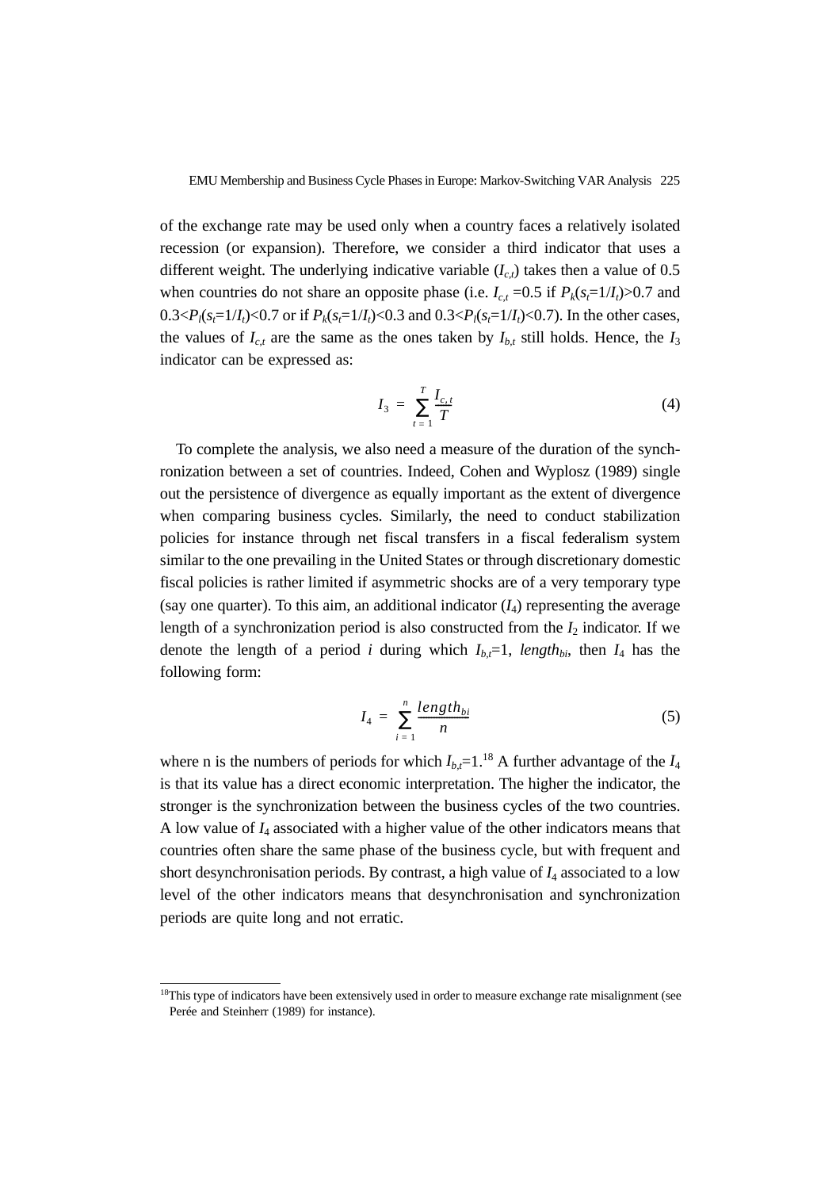of the exchange rate may be used only when a country faces a relatively isolated recession (or expansion). Therefore, we consider a third indicator that uses a different weight. The underlying indicative variable ($I_{c,t}$) takes then a value of 0.5 when countries do not share an opposite phase (i.e. $I_{c,t}$ =0.5 if $P_k(s_t=1/I_t)>0.7$ and $0.3<P_l(s_t=1/I_t)<0.7$ or if $P_k(s_t=1/I_t)<0.3$ and $0.3<P_l(s_t=1/I_t)<0.7$). In the other cases, the values of $I_{c,t}$ are the same as the ones taken by $I_{b,t}$ still holds. Hence, the $I_3$ indicator can be expressed as:

$$I_3 = \sum_{t=1}^{T} \frac{I_{c,t}}{T} \tag{4}$$

To complete the analysis, we also need a measure of the duration of the synchronization between a set of countries. Indeed, Cohen and Wyplosz (1989) single out the persistence of divergence as equally important as the extent of divergence when comparing business cycles. Similarly, the need to conduct stabilization policies for instance through net fiscal transfers in a fiscal federalism system similar to the one prevailing in the United States or through discretionary domestic fiscal policies is rather limited if asymmetric shocks are of a very temporary type (say one quarter). To this aim, an additional indicator ($I_4$) representing the average length of a synchronization period is also constructed from the $I_2$ indicator. If we denote the length of a period $i$ during which $I_{b,t}=1$, $length_{bi}$, then $I_4$ has the following form:

$$I_4 = \sum_{i=1}^{n} \frac{length_{bi}}{n} \tag{5}$$

where n is the numbers of periods for which $I_{b,t}=1$.[18] A further advantage of the $I_4$ is that its value has a direct economic interpretation. The higher the indicator, the stronger is the synchronization between the business cycles of the two countries. A low value of $I_4$ associated with a higher value of the other indicators means that countries often share the same phase of the business cycle, but with frequent and short desynchronisation periods. By contrast, a high value of $I_4$ associated to a low level of the other indicators means that desynchronisation and synchronization periods are quite long and not erratic.

[18]This type of indicators have been extensively used in order to measure exchange rate misalignment (see Perée and Steinherr (1989) for instance).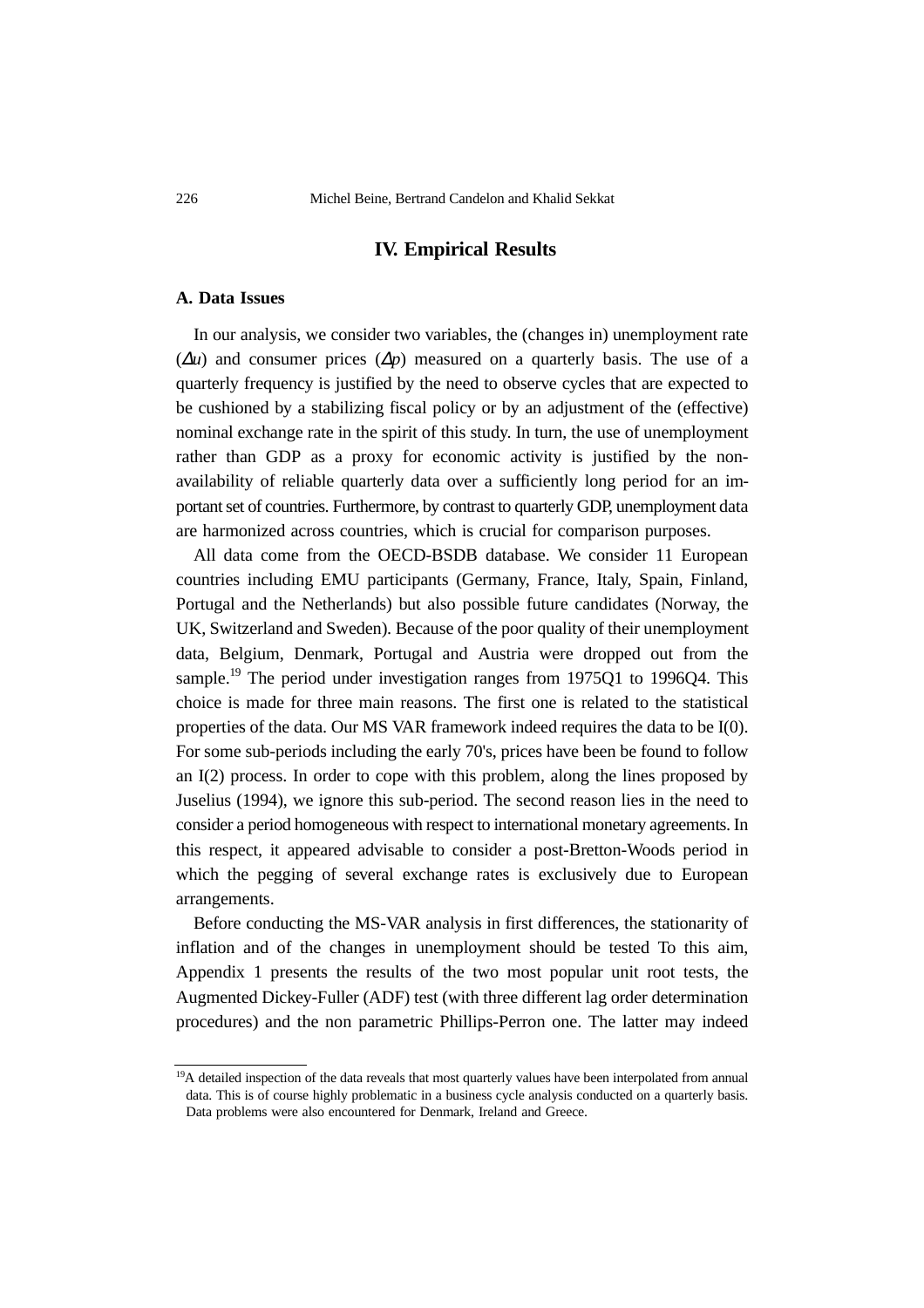## IV. Empirical Results

### A. Data Issues

In our analysis, we consider two variables, the (changes in) unemployment rate ($\Delta u$) and consumer prices ($\Delta p$) measured on a quarterly basis. The use of a quarterly frequency is justified by the need to observe cycles that are expected to be cushioned by a stabilizing fiscal policy or by an adjustment of the (effective) nominal exchange rate in the spirit of this study. In turn, the use of unemployment rather than GDP as a proxy for economic activity is justified by the non-availability of reliable quarterly data over a sufficiently long period for an important set of countries. Furthermore, by contrast to quarterly GDP, unemployment data are harmonized across countries, which is crucial for comparison purposes.

All data come from the OECD-BSDB database. We consider 11 European countries including EMU participants (Germany, France, Italy, Spain, Finland, Portugal and the Netherlands) but also possible future candidates (Norway, the UK, Switzerland and Sweden). Because of the poor quality of their unemployment data, Belgium, Denmark, Portugal and Austria were dropped out from the sample.[19] The period under investigation ranges from 1975Q1 to 1996Q4. This choice is made for three main reasons. The first one is related to the statistical properties of the data. Our MS VAR framework indeed requires the data to be I(0). For some sub-periods including the early 70's, prices have been be found to follow an I(2) process. In order to cope with this problem, along the lines proposed by Juselius (1994), we ignore this sub-period. The second reason lies in the need to consider a period homogeneous with respect to international monetary agreements. In this respect, it appeared advisable to consider a post-Bretton-Woods period in which the pegging of several exchange rates is exclusively due to European arrangements.

Before conducting the MS-VAR analysis in first differences, the stationarity of inflation and of the changes in unemployment should be tested To this aim, Appendix 1 presents the results of the two most popular unit root tests, the Augmented Dickey-Fuller (ADF) test (with three different lag order determination procedures) and the non parametric Phillips-Perron one. The latter may indeed

[19]A detailed inspection of the data reveals that most quarterly values have been interpolated from annual data. This is of course highly problematic in a business cycle analysis conducted on a quarterly basis. Data problems were also encountered for Denmark, Ireland and Greece.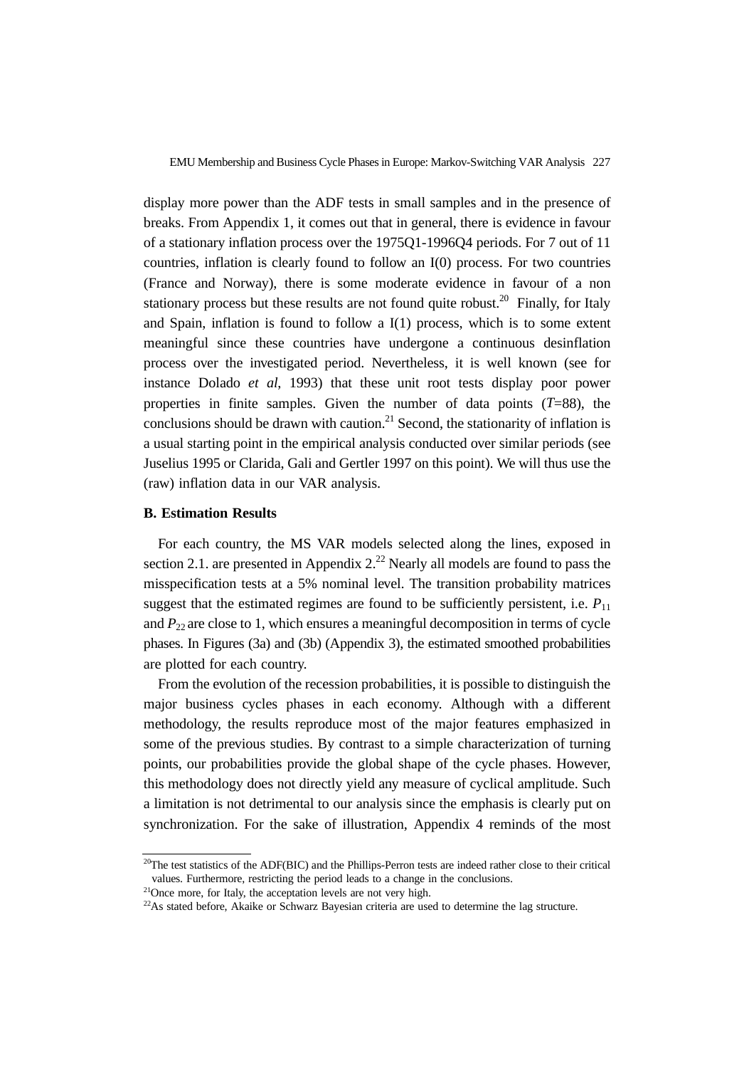display more power than the ADF tests in small samples and in the presence of breaks. From Appendix 1, it comes out that in general, there is evidence in favour of a stationary inflation process over the 1975Q1-1996Q4 periods. For 7 out of 11 countries, inflation is clearly found to follow an I(0) process. For two countries (France and Norway), there is some moderate evidence in favour of a non stationary process but these results are not found quite robust.[20] Finally, for Italy and Spain, inflation is found to follow a I(1) process, which is to some extent meaningful since these countries have undergone a continuous desinflation process over the investigated period. Nevertheless, it is well known (see for instance Dolado *et al*, 1993) that these unit root tests display poor power properties in finite samples. Given the number of data points ($T$=88), the conclusions should be drawn with caution.[21] Second, the stationarity of inflation is a usual starting point in the empirical analysis conducted over similar periods (see Juselius 1995 or Clarida, Gali and Gertler 1997 on this point). We will thus use the (raw) inflation data in our VAR analysis.

**B. Estimation Results**

For each country, the MS VAR models selected along the lines, exposed in section 2.1. are presented in Appendix 2.[22] Nearly all models are found to pass the misspecification tests at a 5% nominal level. The transition probability matrices suggest that the estimated regimes are found to be sufficiently persistent, i.e. $P_{11}$ and $P_{22}$ are close to 1, which ensures a meaningful decomposition in terms of cycle phases. In Figures (3a) and (3b) (Appendix 3), the estimated smoothed probabilities are plotted for each country.

From the evolution of the recession probabilities, it is possible to distinguish the major business cycles phases in each economy. Although with a different methodology, the results reproduce most of the major features emphasized in some of the previous studies. By contrast to a simple characterization of turning points, our probabilities provide the global shape of the cycle phases. However, this methodology does not directly yield any measure of cyclical amplitude. Such a limitation is not detrimental to our analysis since the emphasis is clearly put on synchronization. For the sake of illustration, Appendix 4 reminds of the most

[20]The test statistics of the ADF(BIC) and the Phillips-Perron tests are indeed rather close to their critical values. Furthermore, restricting the period leads to a change in the conclusions.

[21]Once more, for Italy, the acceptation levels are not very high.

[22]As stated before, Akaike or Schwarz Bayesian criteria are used to determine the lag structure.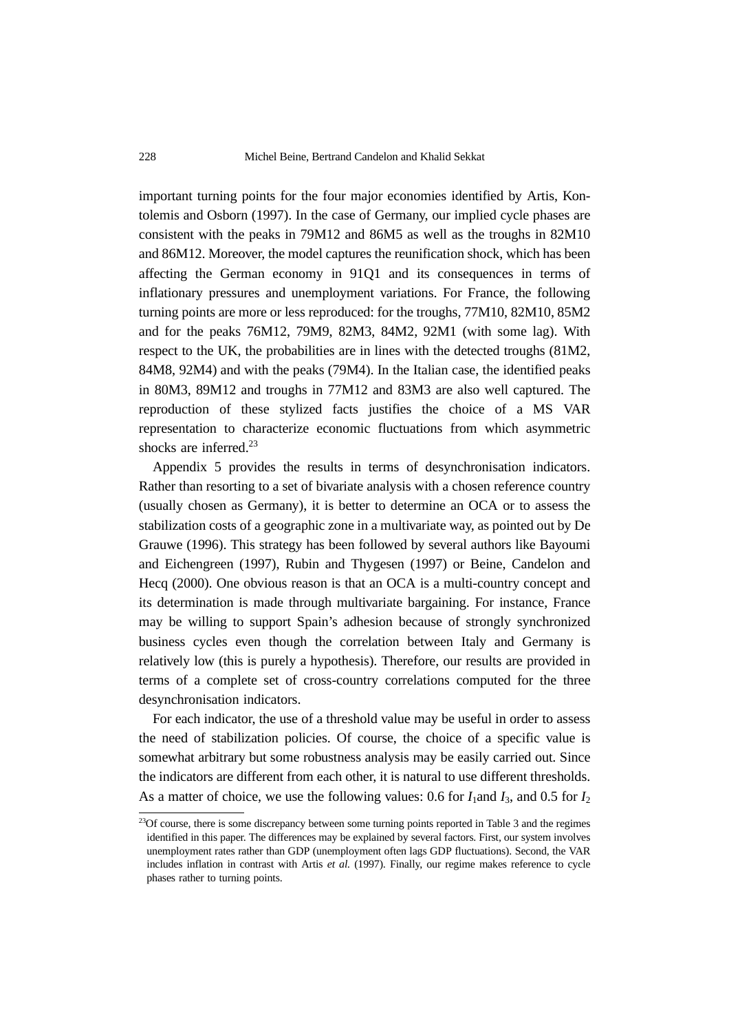important turning points for the four major economies identified by Artis, Kontolemis and Osborn (1997). In the case of Germany, our implied cycle phases are consistent with the peaks in 79M12 and 86M5 as well as the troughs in 82M10 and 86M12. Moreover, the model captures the reunification shock, which has been affecting the German economy in 91Q1 and its consequences in terms of inflationary pressures and unemployment variations. For France, the following turning points are more or less reproduced: for the troughs, 77M10, 82M10, 85M2 and for the peaks 76M12, 79M9, 82M3, 84M2, 92M1 (with some lag). With respect to the UK, the probabilities are in lines with the detected troughs (81M2, 84M8, 92M4) and with the peaks (79M4). In the Italian case, the identified peaks in 80M3, 89M12 and troughs in 77M12 and 83M3 are also well captured. The reproduction of these stylized facts justifies the choice of a MS VAR representation to characterize economic fluctuations from which asymmetric shocks are inferred.[23]

Appendix 5 provides the results in terms of desynchronisation indicators. Rather than resorting to a set of bivariate analysis with a chosen reference country (usually chosen as Germany), it is better to determine an OCA or to assess the stabilization costs of a geographic zone in a multivariate way, as pointed out by De Grauwe (1996). This strategy has been followed by several authors like Bayoumi and Eichengreen (1997), Rubin and Thygesen (1997) or Beine, Candelon and Hecq (2000). One obvious reason is that an OCA is a multi-country concept and its determination is made through multivariate bargaining. For instance, France may be willing to support Spain's adhesion because of strongly synchronized business cycles even though the correlation between Italy and Germany is relatively low (this is purely a hypothesis). Therefore, our results are provided in terms of a complete set of cross-country correlations computed for the three desynchronisation indicators.

For each indicator, the use of a threshold value may be useful in order to assess the need of stabilization policies. Of course, the choice of a specific value is somewhat arbitrary but some robustness analysis may be easily carried out. Since the indicators are different from each other, it is natural to use different thresholds. As a matter of choice, we use the following values: 0.6 for $I_1$ and $I_3$, and 0.5 for $I_2$

[23] Of course, there is some discrepancy between some turning points reported in Table 3 and the regimes identified in this paper. The differences may be explained by several factors. First, our system involves unemployment rates rather than GDP (unemployment often lags GDP fluctuations). Second, the VAR includes inflation in contrast with Artis *et al.* (1997). Finally, our regime makes reference to cycle phases rather to turning points.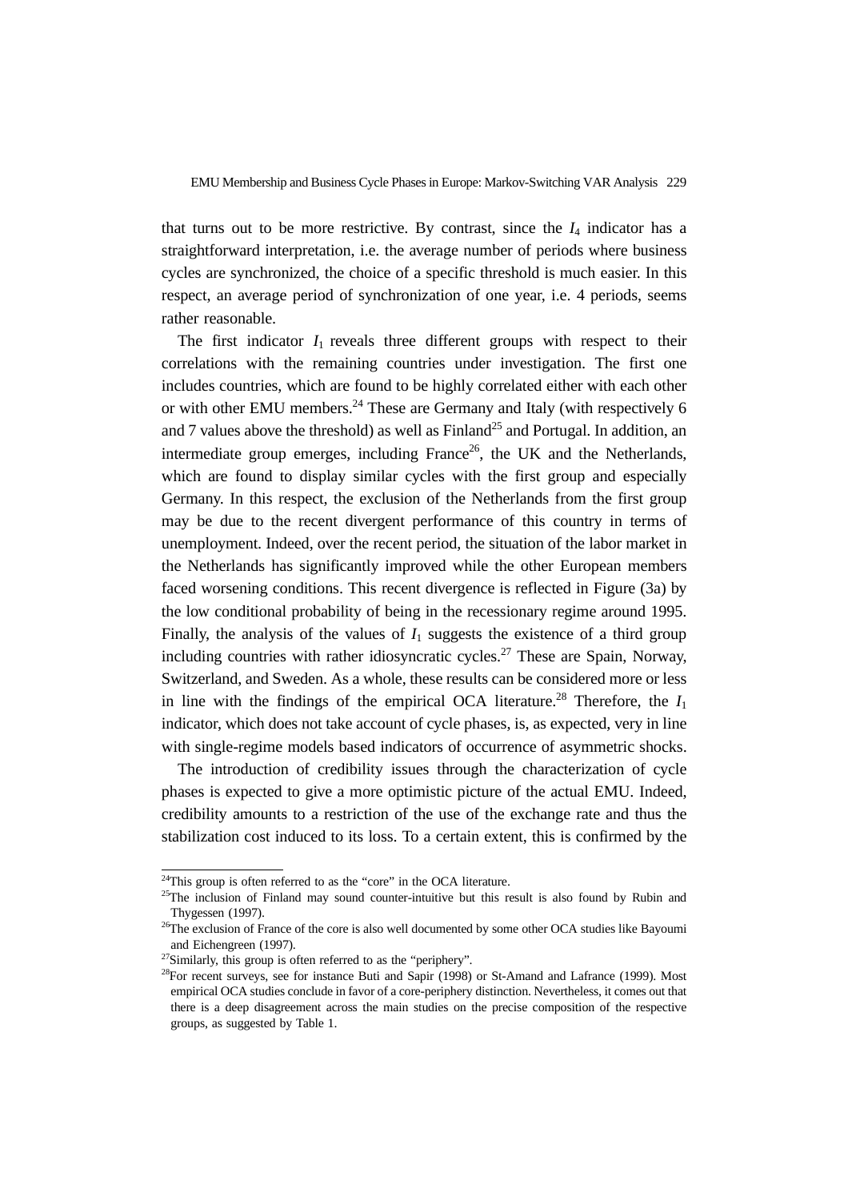that turns out to be more restrictive. By contrast, since the $I_4$ indicator has a straightforward interpretation, i.e. the average number of periods where business cycles are synchronized, the choice of a specific threshold is much easier. In this respect, an average period of synchronization of one year, i.e. 4 periods, seems rather reasonable.

The first indicator $I_1$ reveals three different groups with respect to their correlations with the remaining countries under investigation. The first one includes countries, which are found to be highly correlated either with each other or with other EMU members.[24] These are Germany and Italy (with respectively 6 and 7 values above the threshold) as well as Finland[25] and Portugal. In addition, an intermediate group emerges, including France[26], the UK and the Netherlands, which are found to display similar cycles with the first group and especially Germany. In this respect, the exclusion of the Netherlands from the first group may be due to the recent divergent performance of this country in terms of unemployment. Indeed, over the recent period, the situation of the labor market in the Netherlands has significantly improved while the other European members faced worsening conditions. This recent divergence is reflected in Figure (3a) by the low conditional probability of being in the recessionary regime around 1995. Finally, the analysis of the values of $I_1$ suggests the existence of a third group including countries with rather idiosyncratic cycles.[27] These are Spain, Norway, Switzerland, and Sweden. As a whole, these results can be considered more or less in line with the findings of the empirical OCA literature.[28] Therefore, the $I_1$ indicator, which does not take account of cycle phases, is, as expected, very in line with single-regime models based indicators of occurrence of asymmetric shocks.

The introduction of credibility issues through the characterization of cycle phases is expected to give a more optimistic picture of the actual EMU. Indeed, credibility amounts to a restriction of the use of the exchange rate and thus the stabilization cost induced to its loss. To a certain extent, this is confirmed by the

[24]This group is often referred to as the "core" in the OCA literature.

[25]The inclusion of Finland may sound counter-intuitive but this result is also found by Rubin and Thygessen (1997).

[26]The exclusion of France of the core is also well documented by some other OCA studies like Bayoumi and Eichengreen (1997).

[27]Similarly, this group is often referred to as the "periphery".

[28]For recent surveys, see for instance Buti and Sapir (1998) or St-Amand and Lafrance (1999). Most empirical OCA studies conclude in favor of a core-periphery distinction. Nevertheless, it comes out that there is a deep disagreement across the main studies on the precise composition of the respective groups, as suggested by Table 1.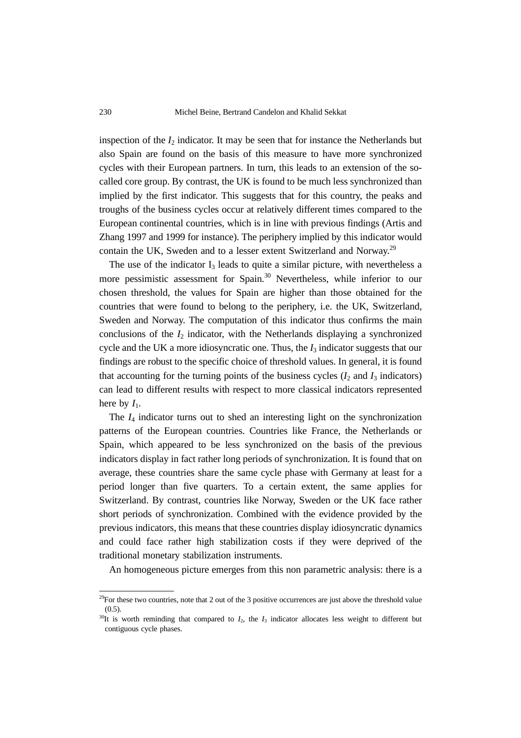inspection of the $I_2$ indicator. It may be seen that for instance the Netherlands but also Spain are found on the basis of this measure to have more synchronized cycles with their European partners. In turn, this leads to an extension of the so-called core group. By contrast, the UK is found to be much less synchronized than implied by the first indicator. This suggests that for this country, the peaks and troughs of the business cycles occur at relatively different times compared to the European continental countries, which is in line with previous findings (Artis and Zhang 1997 and 1999 for instance). The periphery implied by this indicator would contain the UK, Sweden and to a lesser extent Switzerland and Norway.[29]

The use of the indicator $I_3$ leads to quite a similar picture, with nevertheless a more pessimistic assessment for Spain.[30] Nevertheless, while inferior to our chosen threshold, the values for Spain are higher than those obtained for the countries that were found to belong to the periphery, i.e. the UK, Switzerland, Sweden and Norway. The computation of this indicator thus confirms the main conclusions of the $I_2$ indicator, with the Netherlands displaying a synchronized cycle and the UK a more idiosyncratic one. Thus, the $I_3$ indicator suggests that our findings are robust to the specific choice of threshold values. In general, it is found that accounting for the turning points of the business cycles ($I_2$ and $I_3$ indicators) can lead to different results with respect to more classical indicators represented here by $I_1$.

The $I_4$ indicator turns out to shed an interesting light on the synchronization patterns of the European countries. Countries like France, the Netherlands or Spain, which appeared to be less synchronized on the basis of the previous indicators display in fact rather long periods of synchronization. It is found that on average, these countries share the same cycle phase with Germany at least for a period longer than five quarters. To a certain extent, the same applies for Switzerland. By contrast, countries like Norway, Sweden or the UK face rather short periods of synchronization. Combined with the evidence provided by the previous indicators, this means that these countries display idiosyncratic dynamics and could face rather high stabilization costs if they were deprived of the traditional monetary stabilization instruments.

An homogeneous picture emerges from this non parametric analysis: there is a

---

[29]For these two countries, note that 2 out of the 3 positive occurrences are just above the threshold value (0.5).

[30]It is worth reminding that compared to $I_2$, the $I_3$ indicator allocates less weight to different but contiguous cycle phases.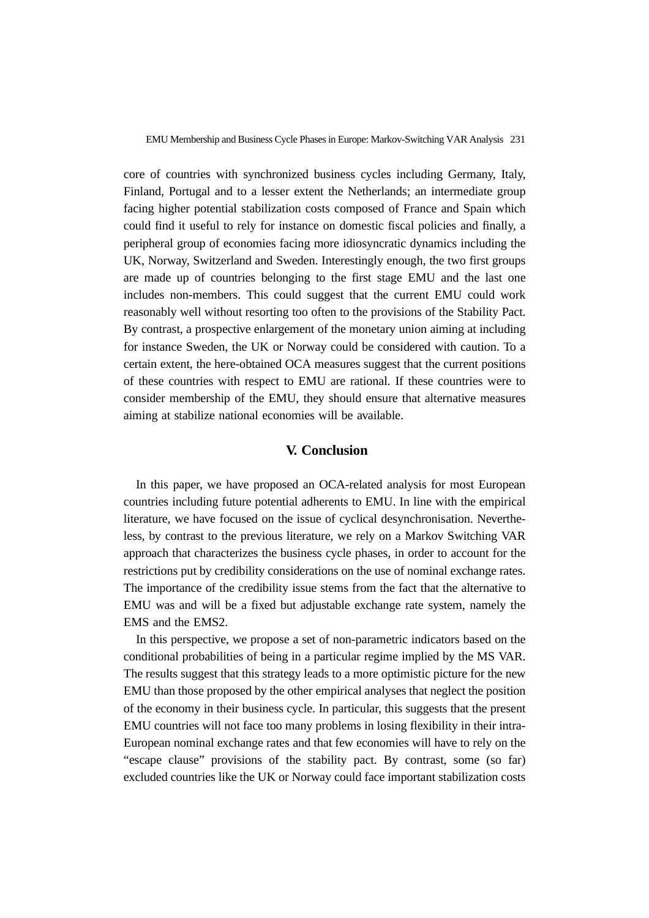core of countries with synchronized business cycles including Germany, Italy, Finland, Portugal and to a lesser extent the Netherlands; an intermediate group facing higher potential stabilization costs composed of France and Spain which could find it useful to rely for instance on domestic fiscal policies and finally, a peripheral group of economies facing more idiosyncratic dynamics including the UK, Norway, Switzerland and Sweden. Interestingly enough, the two first groups are made up of countries belonging to the first stage EMU and the last one includes non-members. This could suggest that the current EMU could work reasonably well without resorting too often to the provisions of the Stability Pact. By contrast, a prospective enlargement of the monetary union aiming at including for instance Sweden, the UK or Norway could be considered with caution. To a certain extent, the here-obtained OCA measures suggest that the current positions of these countries with respect to EMU are rational. If these countries were to consider membership of the EMU, they should ensure that alternative measures aiming at stabilize national economies will be available.

## V. Conclusion

In this paper, we have proposed an OCA-related analysis for most European countries including future potential adherents to EMU. In line with the empirical literature, we have focused on the issue of cyclical desynchronisation. Nevertheless, by contrast to the previous literature, we rely on a Markov Switching VAR approach that characterizes the business cycle phases, in order to account for the restrictions put by credibility considerations on the use of nominal exchange rates. The importance of the credibility issue stems from the fact that the alternative to EMU was and will be a fixed but adjustable exchange rate system, namely the EMS and the EMS2.

In this perspective, we propose a set of non-parametric indicators based on the conditional probabilities of being in a particular regime implied by the MS VAR. The results suggest that this strategy leads to a more optimistic picture for the new EMU than those proposed by the other empirical analyses that neglect the position of the economy in their business cycle. In particular, this suggests that the present EMU countries will not face too many problems in losing flexibility in their intra-European nominal exchange rates and that few economies will have to rely on the "escape clause" provisions of the stability pact. By contrast, some (so far) excluded countries like the UK or Norway could face important stabilization costs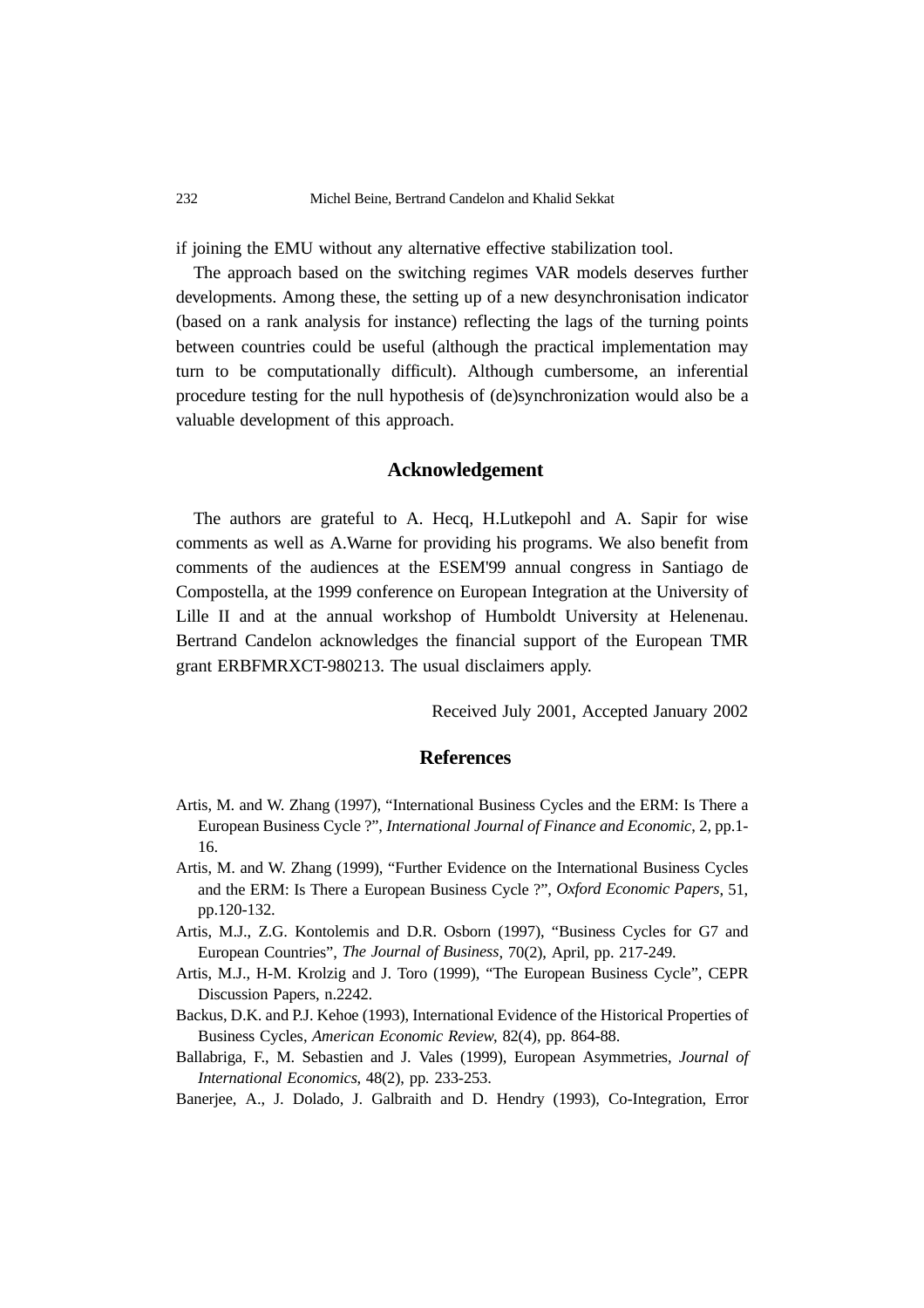if joining the EMU without any alternative effective stabilization tool.

The approach based on the switching regimes VAR models deserves further developments. Among these, the setting up of a new desynchronisation indicator (based on a rank analysis for instance) reflecting the lags of the turning points between countries could be useful (although the practical implementation may turn to be computationally difficult). Although cumbersome, an inferential procedure testing for the null hypothesis of (de)synchronization would also be a valuable development of this approach.

## Acknowledgement

The authors are grateful to A. Hecq, H.Lutkepohl and A. Sapir for wise comments as well as A.Warne for providing his programs. We also benefit from comments of the audiences at the ESEM'99 annual congress in Santiago de Compostella, at the 1999 conference on European Integration at the University of Lille II and at the annual workshop of Humboldt University at Helenenau. Bertrand Candelon acknowledges the financial support of the European TMR grant ERBFMRXCT-980213. The usual disclaimers apply.

Received July 2001, Accepted January 2002

## References

Artis, M. and W. Zhang (1997), "International Business Cycles and the ERM: Is There a European Business Cycle ?", *International Journal of Finance and Economic*, 2, pp.1-16.

Artis, M. and W. Zhang (1999), "Further Evidence on the International Business Cycles and the ERM: Is There a European Business Cycle ?", *Oxford Economic Papers*, 51, pp.120-132.

Artis, M.J., Z.G. Kontolemis and D.R. Osborn (1997), "Business Cycles for G7 and European Countries", *The Journal of Business*, 70(2), April, pp. 217-249.

Artis, M.J., H-M. Krolzig and J. Toro (1999), "The European Business Cycle", CEPR Discussion Papers, n.2242.

Backus, D.K. and P.J. Kehoe (1993), International Evidence of the Historical Properties of Business Cycles, *American Economic Review*, 82(4), pp. 864-88.

Ballabriga, F., M. Sebastien and J. Vales (1999), European Asymmetries, *Journal of International Economics*, 48(2), pp. 233-253.

Banerjee, A., J. Dolado, J. Galbraith and D. Hendry (1993), Co-Integration, Error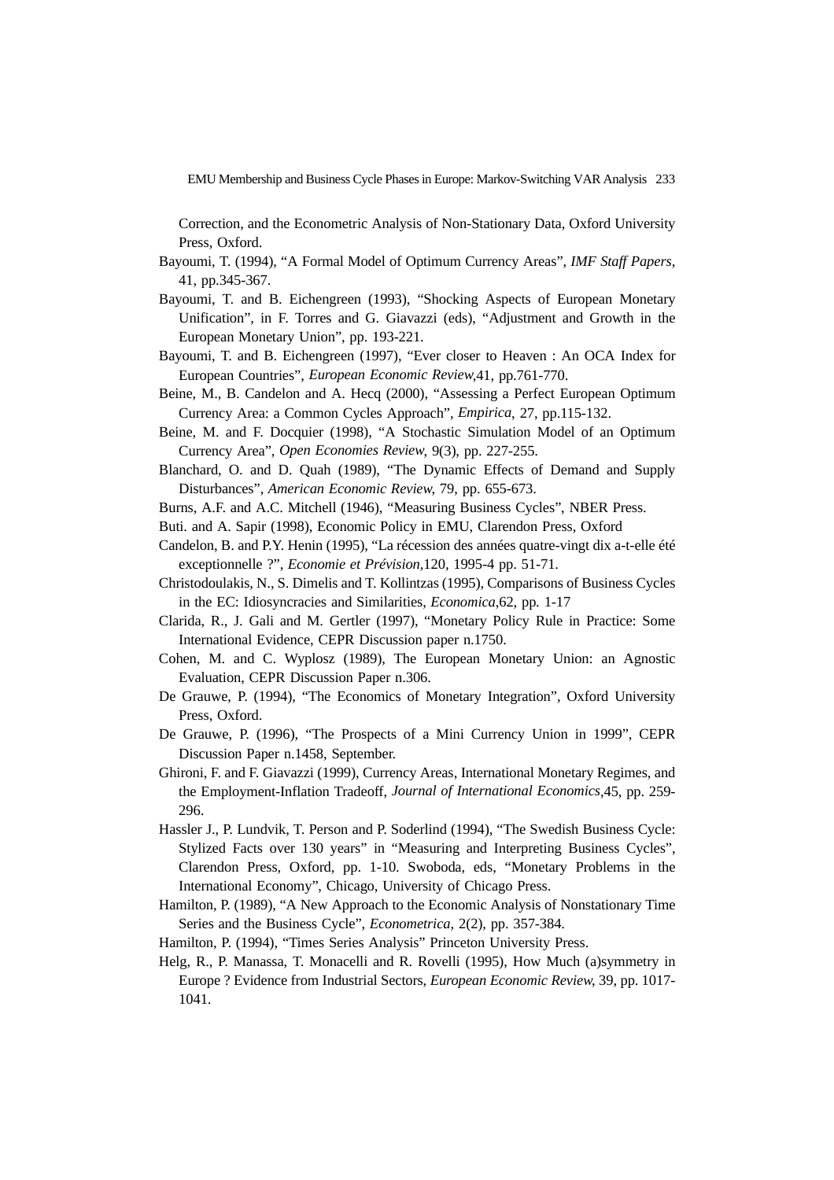Correction, and the Econometric Analysis of Non-Stationary Data, Oxford University Press, Oxford.

Bayoumi, T. (1994), "A Formal Model of Optimum Currency Areas", *IMF Staff Papers*, 41, pp.345-367.

Bayoumi, T. and B. Eichengreen (1993), "Shocking Aspects of European Monetary Unification", in F. Torres and G. Giavazzi (eds), "Adjustment and Growth in the European Monetary Union", pp. 193-221.

Bayoumi, T. and B. Eichengreen (1997), "Ever closer to Heaven : An OCA Index for European Countries", *European Economic Review*,41, pp.761-770.

Beine, M., B. Candelon and A. Hecq (2000), "Assessing a Perfect European Optimum Currency Area: a Common Cycles Approach", *Empirica*, 27, pp.115-132.

Beine, M. and F. Docquier (1998), "A Stochastic Simulation Model of an Optimum Currency Area", *Open Economies Review*, 9(3), pp. 227-255.

Blanchard, O. and D. Quah (1989), "The Dynamic Effects of Demand and Supply Disturbances", *American Economic Review*, 79, pp. 655-673.

Burns, A.F. and A.C. Mitchell (1946), "Measuring Business Cycles", NBER Press.

Buti. and A. Sapir (1998), Economic Policy in EMU, Clarendon Press, Oxford

Candelon, B. and P.Y. Henin (1995), "La récession des années quatre-vingt dix a-t-elle été exceptionnelle ?", *Economie et Prévision*,120, 1995-4 pp. 51-71.

Christodoulakis, N., S. Dimelis and T. Kollintzas (1995), Comparisons of Business Cycles in the EC: Idiosyncracies and Similarities, *Economica*,62, pp. 1-17

Clarida, R., J. Gali and M. Gertler (1997), "Monetary Policy Rule in Practice: Some International Evidence, CEPR Discussion paper n.1750.

Cohen, M. and C. Wyplosz (1989), The European Monetary Union: an Agnostic Evaluation, CEPR Discussion Paper n.306.

De Grauwe, P. (1994), "The Economics of Monetary Integration", Oxford University Press, Oxford.

De Grauwe, P. (1996), "The Prospects of a Mini Currency Union in 1999", CEPR Discussion Paper n.1458, September.

Ghironi, F. and F. Giavazzi (1999), Currency Areas, International Monetary Regimes, and the Employment-Inflation Tradeoff, *Journal of International Economics*,45, pp. 259-296.

Hassler J., P. Lundvik, T. Person and P. Soderlind (1994), "The Swedish Business Cycle: Stylized Facts over 130 years" in "Measuring and Interpreting Business Cycles", Clarendon Press, Oxford, pp. 1-10. Swoboda, eds, "Monetary Problems in the International Economy", Chicago, University of Chicago Press.

Hamilton, P. (1989), "A New Approach to the Economic Analysis of Nonstationary Time Series and the Business Cycle", *Econometrica*, 2(2), pp. 357-384.

Hamilton, P. (1994), "Times Series Analysis" Princeton University Press.

Helg, R., P. Manassa, T. Monacelli and R. Rovelli (1995), How Much (a)symmetry in Europe ? Evidence from Industrial Sectors, *European Economic Review*, 39, pp. 1017-1041.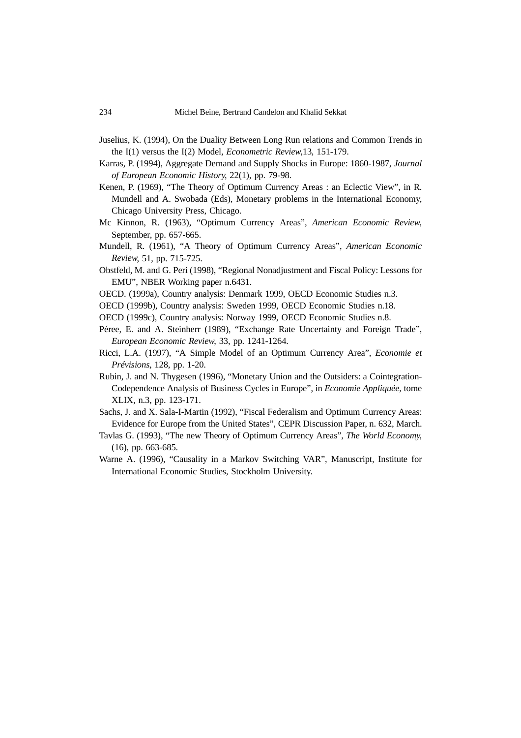Juselius, K. (1994), On the Duality Between Long Run relations and Common Trends in the I(1) versus the I(2) Model, *Econometric Review*,13, 151-179.

Karras, P. (1994), Aggregate Demand and Supply Shocks in Europe: 1860-1987, *Journal of European Economic History*, 22(1), pp. 79-98.

Kenen, P. (1969), "The Theory of Optimum Currency Areas : an Eclectic View", in R. Mundell and A. Swobada (Eds), Monetary problems in the International Economy, Chicago University Press, Chicago.

Mc Kinnon, R. (1963), "Optimum Currency Areas", *American Economic Review*, September, pp. 657-665.

Mundell, R. (1961), "A Theory of Optimum Currency Areas", *American Economic Review*, 51, pp. 715-725.

Obstfeld, M. and G. Peri (1998), "Regional Nonadjustment and Fiscal Policy: Lessons for EMU", NBER Working paper n.6431.

OECD. (1999a), Country analysis: Denmark 1999, OECD Economic Studies n.3.

OECD (1999b), Country analysis: Sweden 1999, OECD Economic Studies n.18.

OECD (1999c), Country analysis: Norway 1999, OECD Economic Studies n.8.

Péree, E. and A. Steinherr (1989), "Exchange Rate Uncertainty and Foreign Trade", *European Economic Review*, 33, pp. 1241-1264.

Ricci, L.A. (1997), "A Simple Model of an Optimum Currency Area", *Economie et Prévisions*, 128, pp. 1-20.

Rubin, J. and N. Thygesen (1996), "Monetary Union and the Outsiders: a Cointegration-Codependence Analysis of Business Cycles in Europe", in *Economie Appliquée*, tome XLIX, n.3, pp. 123-171.

Sachs, J. and X. Sala-I-Martin (1992), "Fiscal Federalism and Optimum Currency Areas: Evidence for Europe from the United States", CEPR Discussion Paper, n. 632, March.

Tavlas G. (1993), "The new Theory of Optimum Currency Areas", *The World Economy*, (16), pp. 663-685.

Warne A. (1996), "Causality in a Markov Switching VAR", Manuscript, Institute for International Economic Studies, Stockholm University.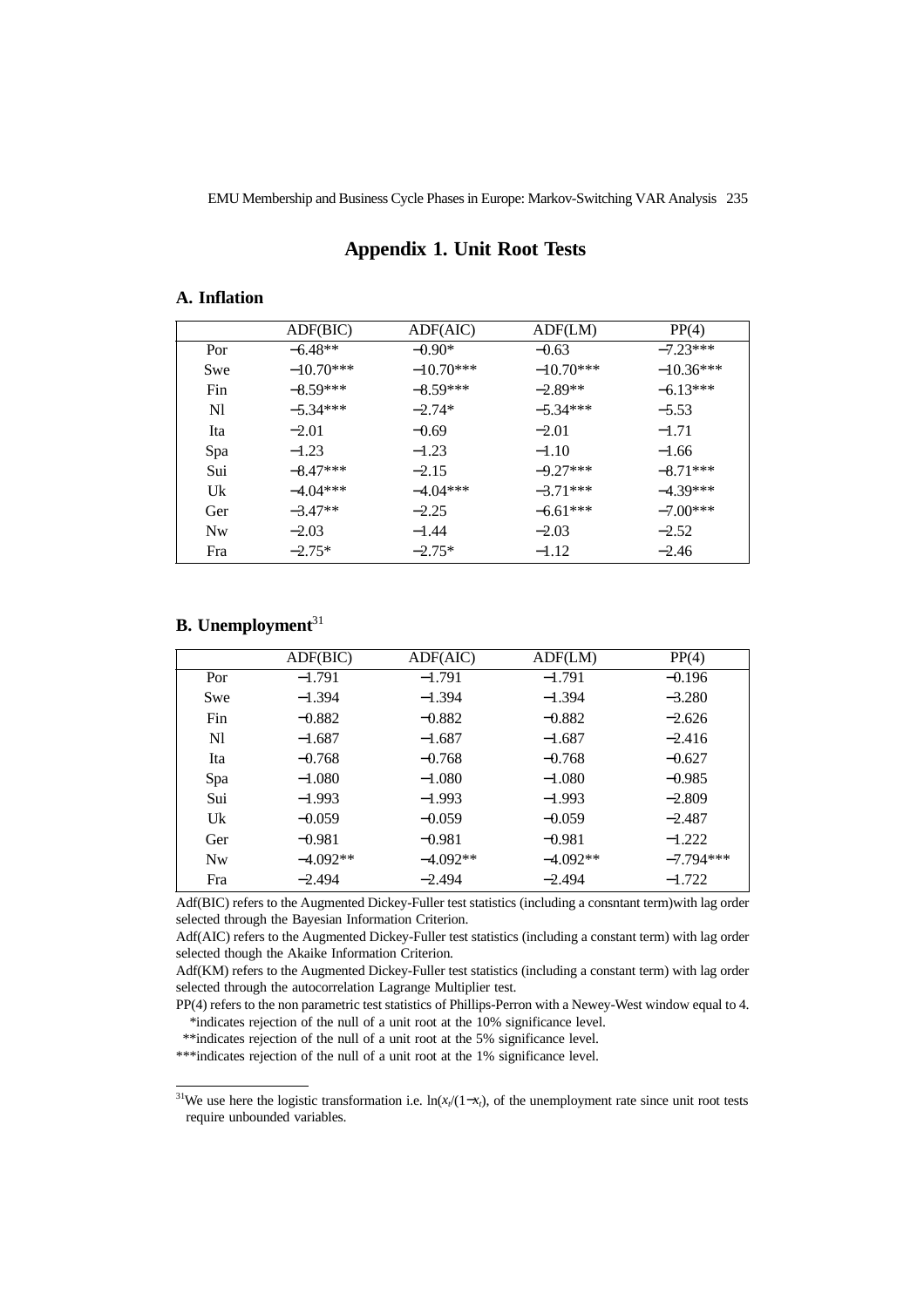# Appendix 1. Unit Root Tests

## A. Inflation

| | ADF(BIC) | ADF(AIC) | ADF(LM) | PP(4) |
|---|---|---|---|---|
| Por | −6.48** | −0.90* | −0.63 | −7.23*** |
| Swe | −10.70*** | −10.70*** | −10.70*** | −10.36*** |
| Fin | −8.59*** | −8.59*** | −2.89** | −6.13*** |
| Nl | −5.34*** | −2.74* | −5.34*** | −5.53 |
| Ita | −2.01 | −0.69 | −2.01 | −1.71 |
| Spa | −1.23 | −1.23 | −1.10 | −1.66 |
| Sui | −8.47*** | −2.15 | −9.27*** | −8.71*** |
| Uk | −4.04*** | −4.04*** | −3.71*** | −4.39*** |
| Ger | −3.47** | −2.25 | −6.61*** | −7.00*** |
| Nw | −2.03 | −1.44 | −2.03 | −2.52 |
| Fra | −2.75* | −2.75* | −1.12 | −2.46 |

## B. Unemployment[31]

| | ADF(BIC) | ADF(AIC) | ADF(LM) | PP(4) |
|---|---|---|---|---|
| Por | −1.791 | −1.791 | −1.791 | −0.196 |
| Swe | −1.394 | −1.394 | −1.394 | −3.280 |
| Fin | −0.882 | −0.882 | −0.882 | −2.626 |
| Nl | −1.687 | −1.687 | −1.687 | −2.416 |
| Ita | −0.768 | −0.768 | −0.768 | −0.627 |
| Spa | −1.080 | −1.080 | −1.080 | −0.985 |
| Sui | −1.993 | −1.993 | −1.993 | −2.809 |
| Uk | −0.059 | −0.059 | −0.059 | −2.487 |
| Ger | −0.981 | −0.981 | −0.981 | −1.222 |
| Nw | −4.092** | −4.092** | −4.092** | −7.794*** |
| Fra | −2.494 | −2.494 | −2.494 | −1.722 |

Adf(BIC) refers to the Augmented Dickey-Fuller test statistics (including a consntant term)with lag order selected through the Bayesian Information Criterion.

Adf(AIC) refers to the Augmented Dickey-Fuller test statistics (including a constant term) with lag order selected though the Akaike Information Criterion.

Adf(KM) refers to the Augmented Dickey-Fuller test statistics (including a constant term) with lag order selected through the autocorrelation Lagrange Multiplier test.

PP(4) refers to the non parametric test statistics of Phillips-Perron with a Newey-West window equal to 4.

*indicates rejection of the null of a unit root at the 10% significance level.

**indicates rejection of the null of a unit root at the 5% significance level.

***indicates rejection of the null of a unit root at the 1% significance level.

[31] We use here the logistic transformation i.e. $\ln(x_t/(1-x_t))$, of the unemployment rate since unit root tests require unbounded variables.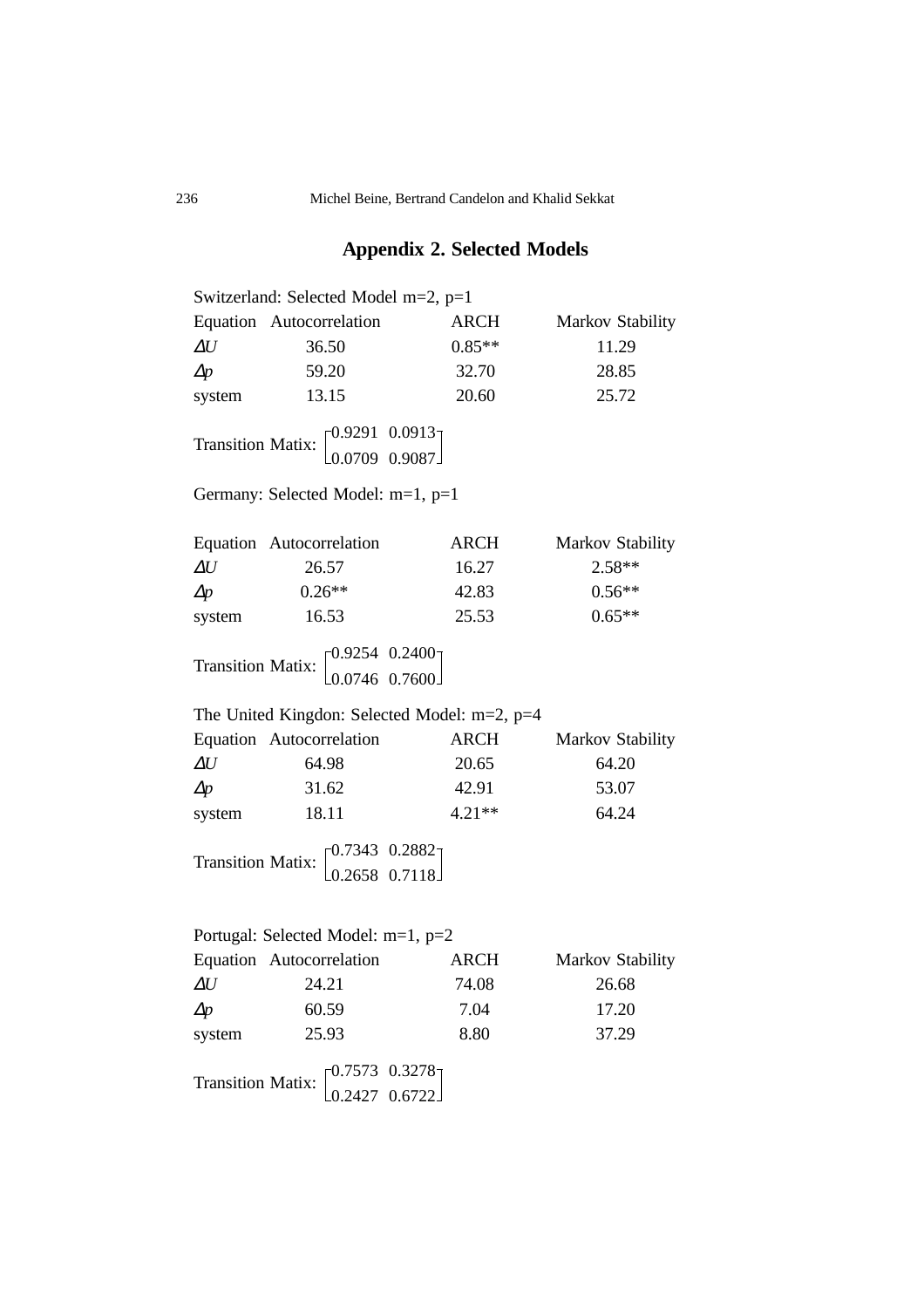## Appendix 2. Selected Models

Switzerland: Selected Model m=2, p=1

| Equation | Autocorrelation | ARCH | Markov Stability |
|---|---|---|---|
| $\Delta U$ | 36.50 | 0.85** | 11.29 |
| $\Delta p$ | 59.20 | 32.70 | 28.85 |
| system | 13.15 | 20.60 | 25.72 |

Transition Matix: $\begin{bmatrix} 0.9291 & 0.0913 \\ 0.0709 & 0.9087 \end{bmatrix}$

Germany: Selected Model: m=1, p=1

| Equation | Autocorrelation | ARCH | Markov Stability |
|---|---|---|---|
| $\Delta U$ | 26.57 | 16.27 | 2.58** |
| $\Delta p$ | 0.26** | 42.83 | 0.56** |
| system | 16.53 | 25.53 | 0.65** |

Transition Matix: $\begin{bmatrix} 0.9254 & 0.2400 \\ 0.0746 & 0.7600 \end{bmatrix}$

The United Kingdon: Selected Model: m=2, p=4

| Equation | Autocorrelation | ARCH | Markov Stability |
|---|---|---|---|
| $\Delta U$ | 64.98 | 20.65 | 64.20 |
| $\Delta p$ | 31.62 | 42.91 | 53.07 |
| system | 18.11 | 4.21** | 64.24 |

Transition Matix: $\begin{bmatrix} 0.7343 & 0.2882 \\ 0.2658 & 0.7118 \end{bmatrix}$

Portugal: Selected Model: m=1, p=2

| Equation | Autocorrelation | ARCH | Markov Stability |
|---|---|---|---|
| $\Delta U$ | 24.21 | 74.08 | 26.68 |
| $\Delta p$ | 60.59 | 7.04 | 17.20 |
| system | 25.93 | 8.80 | 37.29 |

Transition Matix: $\begin{bmatrix} 0.7573 & 0.3278 \\ 0.2427 & 0.6722 \end{bmatrix}$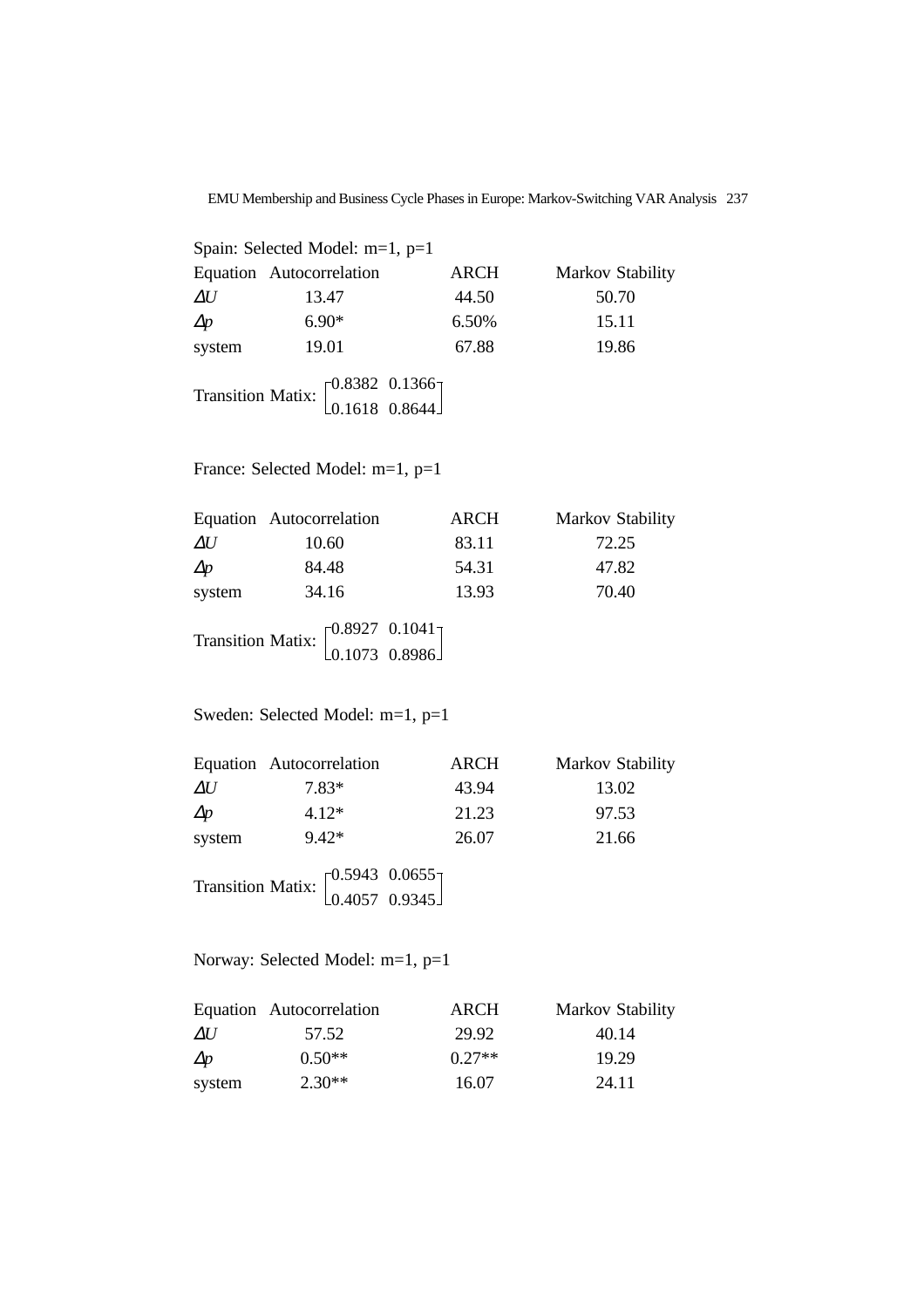Spain: Selected Model: m=1, p=1

| Equation | Autocorrelation | ARCH | Markov Stability |
|---|---|---|---|
| $\Delta U$ | 13.47 | 44.50 | 50.70 |
| $\Delta p$ | 6.90* | 6.50% | 15.11 |
| system | 19.01 | 67.88 | 19.86 |

Transition Matix: $\begin{bmatrix} 0.8382 & 0.1366 \\ 0.1618 & 0.8644 \end{bmatrix}$

France: Selected Model: m=1, p=1

| Equation | Autocorrelation | ARCH | Markov Stability |
|---|---|---|---|
| $\Delta U$ | 10.60 | 83.11 | 72.25 |
| $\Delta p$ | 84.48 | 54.31 | 47.82 |
| system | 34.16 | 13.93 | 70.40 |

Transition Matix: $\begin{bmatrix} 0.8927 & 0.1041 \\ 0.1073 & 0.8986 \end{bmatrix}$

Sweden: Selected Model: m=1, p=1

| Equation | Autocorrelation | ARCH | Markov Stability |
|---|---|---|---|
| $\Delta U$ | 7.83* | 43.94 | 13.02 |
| $\Delta p$ | 4.12* | 21.23 | 97.53 |
| system | 9.42* | 26.07 | 21.66 |

Transition Matix: $\begin{bmatrix} 0.5943 & 0.0655 \\ 0.4057 & 0.9345 \end{bmatrix}$

Norway: Selected Model: m=1, p=1

| Equation | Autocorrelation | ARCH | Markov Stability |
|---|---|---|---|
| $\Delta U$ | 57.52 | 29.92 | 40.14 |
| $\Delta p$ | 0.50** | 0.27** | 19.29 |
| system | 2.30** | 16.07 | 24.11 |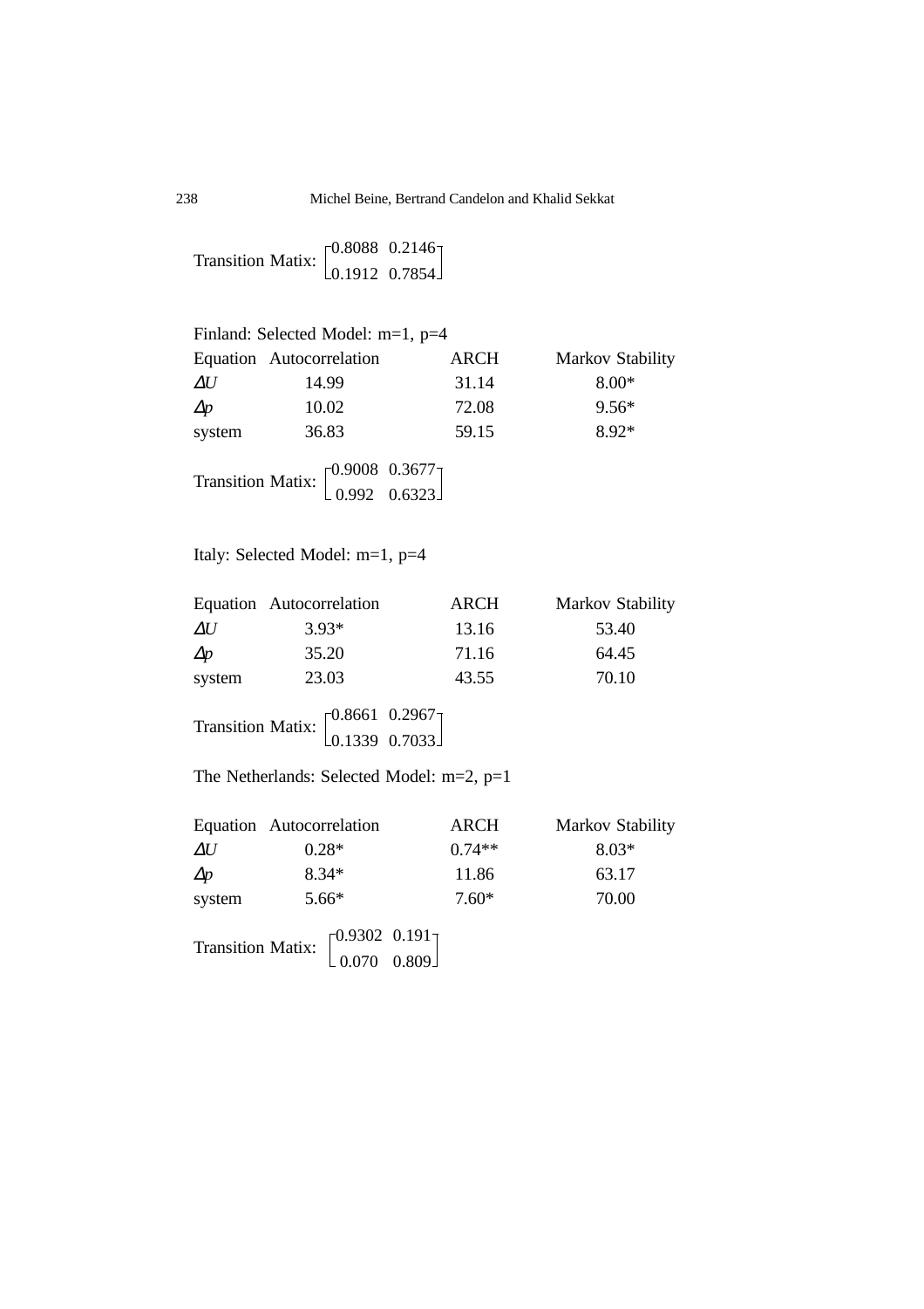Transition Matix: $\begin{bmatrix} 0.8088 & 0.2146 \\ 0.1912 & 0.7854 \end{bmatrix}$

Finland: Selected Model: m=1, p=4

| Equation | Autocorrelation | ARCH | Markov Stability |
|---|---|---|---|
| $\Delta U$ | 14.99 | 31.14 | 8.00* |
| $\Delta p$ | 10.02 | 72.08 | 9.56* |
| system | 36.83 | 59.15 | 8.92* |

Transition Matix: $\begin{bmatrix} 0.9008 & 0.3677 \\ 0.992 & 0.6323 \end{bmatrix}$

Italy: Selected Model: m=1, p=4

| Equation | Autocorrelation | ARCH | Markov Stability |
|---|---|---|---|
| $\Delta U$ | 3.93* | 13.16 | 53.40 |
| $\Delta p$ | 35.20 | 71.16 | 64.45 |
| system | 23.03 | 43.55 | 70.10 |

Transition Matix: $\begin{bmatrix} 0.8661 & 0.2967 \\ 0.1339 & 0.7033 \end{bmatrix}$

The Netherlands: Selected Model: m=2, p=1

| Equation | Autocorrelation | ARCH | Markov Stability |
|---|---|---|---|
| $\Delta U$ | 0.28* | 0.74** | 8.03* |
| $\Delta p$ | 8.34* | 11.86 | 63.17 |
| system | 5.66* | 7.60* | 70.00 |

Transition Matix: $\begin{bmatrix} 0.9302 & 0.191 \\ 0.070 & 0.809 \end{bmatrix}$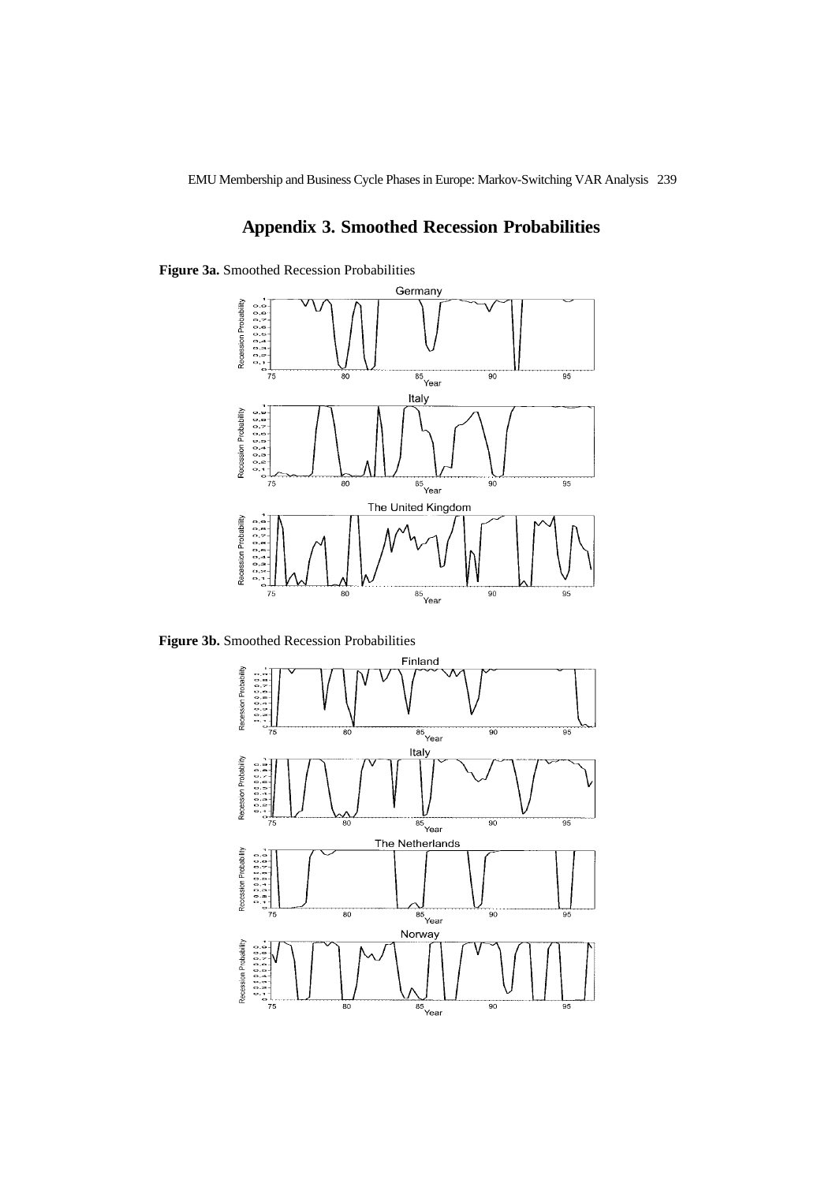## Appendix 3. Smoothed Recession Probabilities

**Figure 3a.** Smoothed Recession Probabilities

**Figure 3b.** Smoothed Recession Probabilities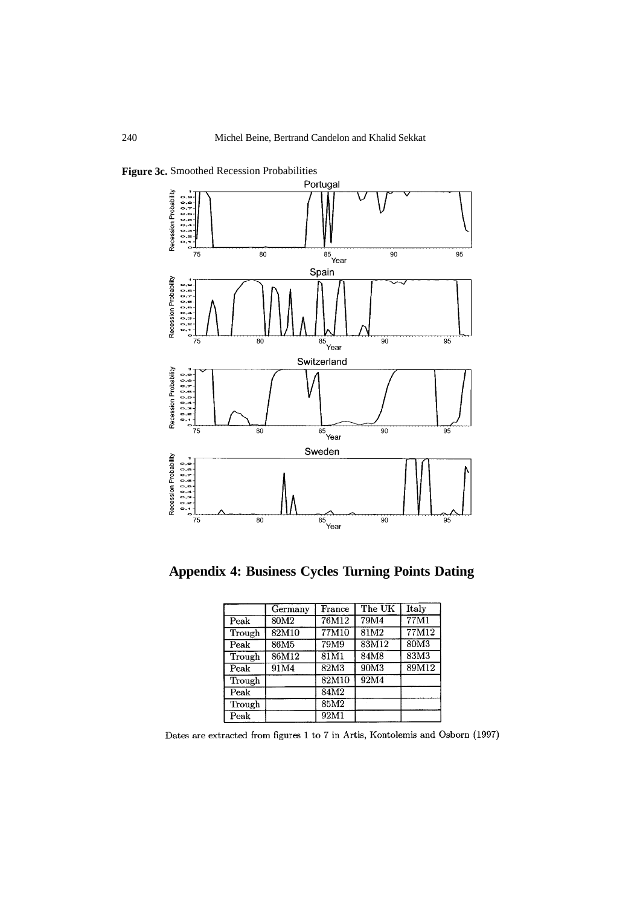**Figure 3c.** Smoothed Recession Probabilities

## Appendix 4: Business Cycles Turning Points Dating

| | Germany | France | The UK | Italy |
|---|---|---|---|---|
| Peak | 80M2 | 76M12 | 79M4 | 77M1 |
| Trough | 82M10 | 77M10 | 81M2 | 77M12 |
| Peak | 86M5 | 79M9 | 83M12 | 80M3 |
| Trough | 86M12 | 81M1 | 84M8 | 83M3 |
| Peak | 91M4 | 82M3 | 90M3 | 89M12 |
| Trough | | 82M10 | 92M4 | |
| Peak | | 84M2 | | |
| Trough | | 85M2 | | |
| Peak | | 92M1 | | |

Dates are extracted from figures 1 to 7 in Artis, Kontolemis and Osborn (1997)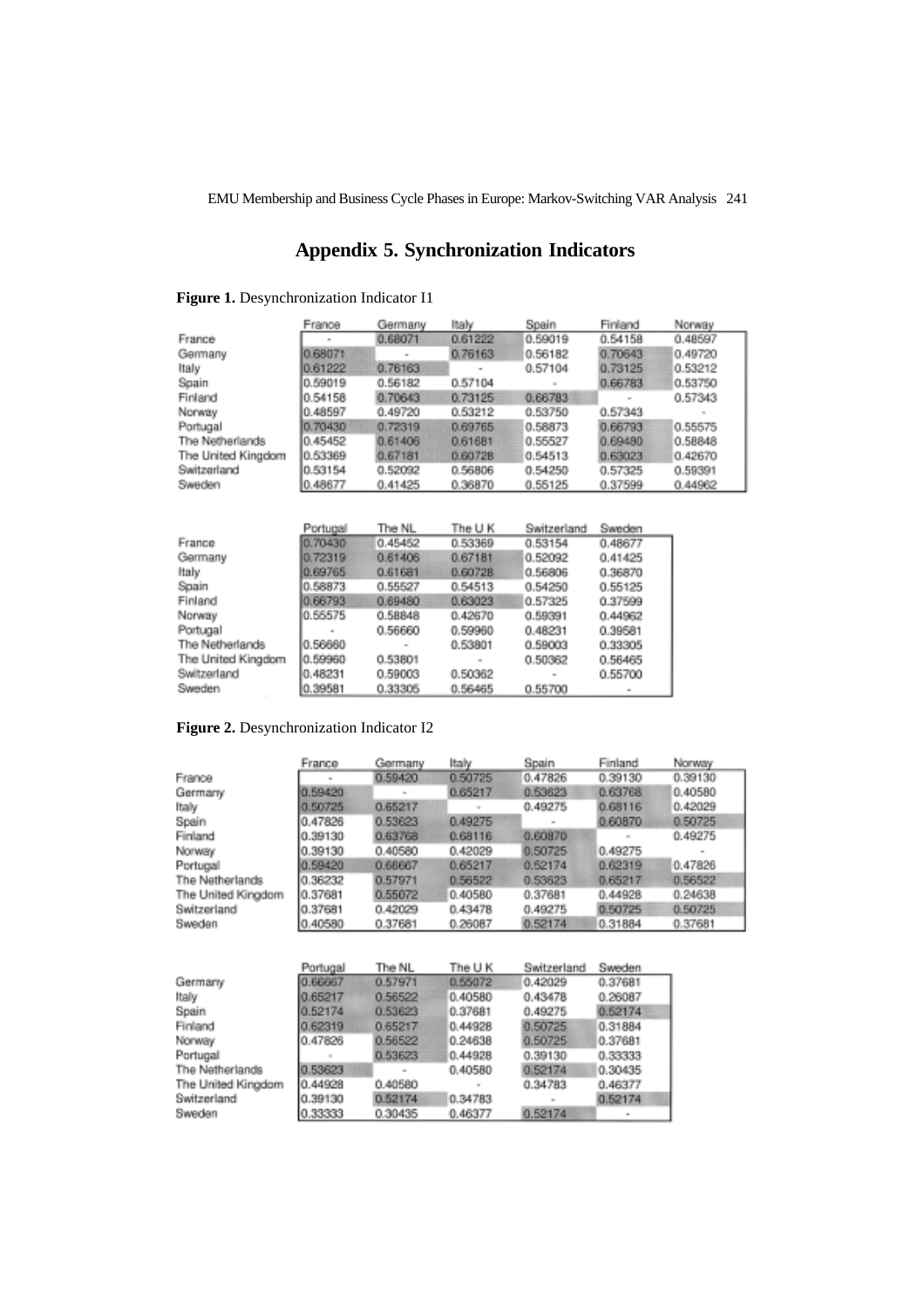# Appendix 5. Synchronization Indicators

**Figure 1.** Desynchronization Indicator I1

| | France | Germany | Italy | Spain | Finland | Norway |
|---|---|---|---|---|---|---|
| France | - | 0.68071 | 0.61222 | 0.59019 | 0.54158 | 0.48597 |
| Germany | 0.68071 | - | 0.76163 | 0.56182 | 0.70643 | 0.49720 |
| Italy | 0.61222 | 0.76163 | - | 0.57104 | 0.73125 | 0.53212 |
| Spain | 0.59019 | 0.56182 | 0.57104 | - | 0.66783 | 0.53750 |
| Finland | 0.54158 | 0.70643 | 0.73125 | 0.66783 | - | 0.57343 |
| Norway | 0.48597 | 0.49720 | 0.53212 | 0.53750 | 0.57343 | - |
| Portugal | 0.70430 | 0.72319 | 0.69765 | 0.58873 | 0.66793 | 0.55575 |
| The Netherlands | 0.45452 | 0.61406 | 0.61681 | 0.55527 | 0.69480 | 0.58848 |
| The United Kingdom | 0.53369 | 0.67181 | 0.60728 | 0.54513 | 0.63023 | 0.42670 |
| Switzerland | 0.53154 | 0.52092 | 0.56806 | 0.54250 | 0.57325 | 0.59391 |
| Sweden | 0.48677 | 0.41425 | 0.36870 | 0.55125 | 0.37599 | 0.44962 |

| | Portugal | The NL | The U K | Switzerland | Sweden |
|---|---|---|---|---|---|
| France | 0.70430 | 0.45452 | 0.53369 | 0.53154 | 0.48677 |
| Germany | 0.72319 | 0.61406 | 0.67181 | 0.52092 | 0.41425 |
| Italy | 0.69765 | 0.61681 | 0.60728 | 0.56806 | 0.36870 |
| Spain | 0.58873 | 0.55527 | 0.54513 | 0.54250 | 0.55125 |
| Finland | 0.66793 | 0.69480 | 0.63023 | 0.57325 | 0.37599 |
| Norway | 0.55575 | 0.58848 | 0.42670 | 0.59391 | 0.44962 |
| Portugal | - | 0.56660 | 0.59960 | 0.48231 | 0.39581 |
| The Netherlands | 0.56660 | - | 0.53801 | 0.59003 | 0.33305 |
| The United Kingdom | 0.59960 | 0.53801 | - | 0.50362 | 0.56465 |
| Switzerland | 0.48231 | 0.59003 | 0.50362 | - | 0.55700 |
| Sweden | 0.39581 | 0.33305 | 0.56465 | 0.55700 | - |

**Figure 2.** Desynchronization Indicator I2

| | France | Germany | Italy | Spain | Finland | Norway |
|---|---|---|---|---|---|---|
| France | - | 0.59420 | 0.50725 | 0.47826 | 0.39130 | 0.39130 |
| Germany | 0.59420 | - | 0.65217 | 0.53623 | 0.63768 | 0.40580 |
| Italy | 0.50725 | 0.65217 | - | 0.49275 | 0.68116 | 0.42029 |
| Spain | 0.47826 | 0.53623 | 0.49275 | - | 0.60870 | 0.50725 |
| Finland | 0.39130 | 0.63768 | 0.68116 | 0.60870 | - | 0.49275 |
| Norway | 0.39130 | 0.40580 | 0.42029 | 0.50725 | 0.49275 | - |
| Portugal | 0.59420 | 0.66667 | 0.65217 | 0.52174 | 0.62319 | 0.47826 |
| The Netherlands | 0.36232 | 0.57971 | 0.56522 | 0.53623 | 0.65217 | 0.56522 |
| The United Kingdom | 0.37681 | 0.55072 | 0.40580 | 0.37681 | 0.44928 | 0.24638 |
| Switzerland | 0.37681 | 0.42029 | 0.43478 | 0.49275 | 0.50725 | 0.50725 |
| Sweden | 0.40580 | 0.37681 | 0.26087 | 0.52174 | 0.31884 | 0.37681 |

| | Portugal | The NL | The U K | Switzerland | Sweden |
|---|---|---|---|---|---|
| Germany | 0.66667 | 0.57971 | 0.55072 | 0.42029 | 0.37681 |
| Italy | 0.65217 | 0.56522 | 0.40580 | 0.43478 | 0.26087 |
| Spain | 0.52174 | 0.53623 | 0.37681 | 0.49275 | 0.52174 |
| Finland | 0.62319 | 0.65217 | 0.44928 | 0.50725 | 0.31884 |
| Norway | 0.47826 | 0.56522 | 0.24638 | 0.50725 | 0.37681 |
| Portugal | - | 0.53623 | 0.44928 | 0.39130 | 0.33333 |
| The Netherlands | 0.53623 | - | 0.40580 | 0.52174 | 0.30435 |
| The United Kingdom | 0.44928 | 0.40580 | - | 0.34783 | 0.46377 |
| Switzerland | 0.39130 | 0.52174 | 0.34783 | - | 0.52174 |
| Sweden | 0.33333 | 0.30435 | 0.46377 | 0.52174 | - |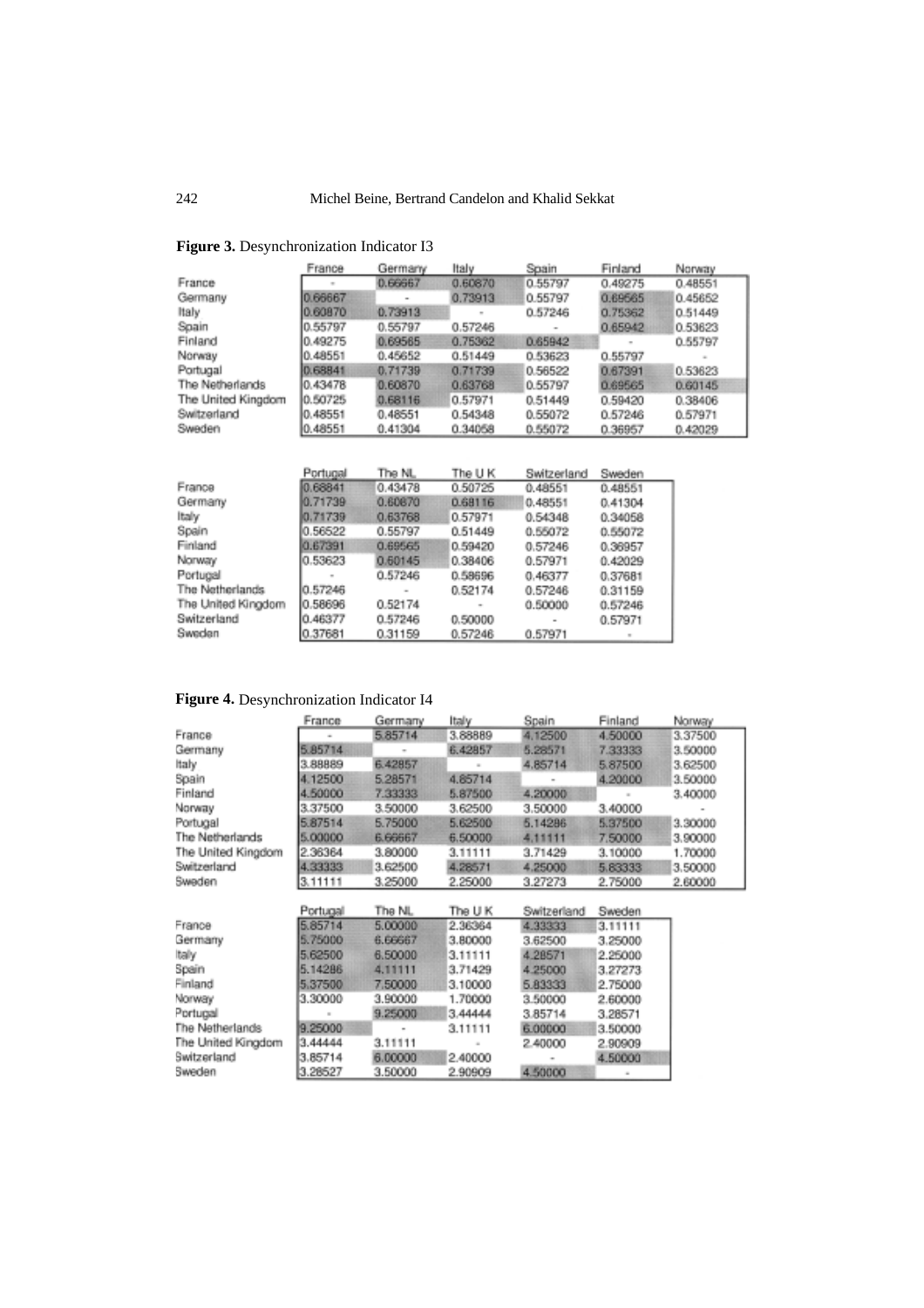**Figure 3.** Desynchronization Indicator I3

| | France | Germany | Italy | Spain | Finland | Norway |
|---|---|---|---|---|---|---|
| France | - | 0.66667 | 0.60870 | 0.55797 | 0.49275 | 0.48551 |
| Germany | 0.66667 | - | 0.73913 | 0.55797 | 0.69565 | 0.45652 |
| Italy | 0.60870 | 0.73913 | - | 0.57246 | 0.75362 | 0.51449 |
| Spain | 0.55797 | 0.55797 | 0.57246 | - | 0.65942 | 0.53623 |
| Finland | 0.49275 | 0.69565 | 0.75362 | 0.65942 | - | 0.55797 |
| Norway | 0.48551 | 0.45652 | 0.51449 | 0.53623 | 0.55797 | - |
| Portugal | 0.68841 | 0.71739 | 0.71739 | 0.56522 | 0.67391 | 0.53623 |
| The Netherlands | 0.43478 | 0.60870 | 0.63768 | 0.55797 | 0.69565 | 0.60145 |
| The United Kingdom | 0.50725 | 0.68116 | 0.57971 | 0.51449 | 0.59420 | 0.38406 |
| Switzerland | 0.48551 | 0.48551 | 0.54348 | 0.55072 | 0.57246 | 0.57971 |
| Sweden | 0.48551 | 0.41304 | 0.34058 | 0.55072 | 0.36957 | 0.42029 |

| | Portugal | The NL | The U K | Switzerland | Sweden |
|---|---|---|---|---|---|
| France | 0.68841 | 0.43478 | 0.50725 | 0.48551 | 0.48551 |
| Germany | 0.71739 | 0.60870 | 0.68116 | 0.48551 | 0.41304 |
| Italy | 0.71739 | 0.63768 | 0.57971 | 0.54348 | 0.34058 |
| Spain | 0.56522 | 0.55797 | 0.51449 | 0.55072 | 0.55072 |
| Finland | 0.67391 | 0.69565 | 0.59420 | 0.57246 | 0.36957 |
| Norway | 0.53623 | 0.60145 | 0.38406 | 0.57971 | 0.42029 |
| Portugal | - | 0.57246 | 0.58696 | 0.46377 | 0.37681 |
| The Netherlands | 0.57246 | - | 0.52174 | 0.57246 | 0.31159 |
| The United Kingdom | 0.58696 | 0.52174 | - | 0.50000 | 0.57246 |
| Switzerland | 0.46377 | 0.57246 | 0.50000 | - | 0.57971 |
| Sweden | 0.37681 | 0.31159 | 0.57246 | 0.57971 | - |

**Figure 4.** Desynchronization Indicator I4

| | France | Germany | Italy | Spain | Finland | Norway |
|---|---|---|---|---|---|---|
| France | - | 5.85714 | 3.88889 | 4.12500 | 4.50000 | 3.37500 |
| Germany | 5.85714 | - | 6.42857 | 5.28571 | 7.33333 | 3.50000 |
| Italy | 3.88889 | 6.42857 | - | 4.85714 | 5.87500 | 3.62500 |
| Spain | 4.12500 | 5.28571 | 4.85714 | - | 4.20000 | 3.50000 |
| Finland | 4.50000 | 7.33333 | 5.87500 | 4.20000 | - | 3.40000 |
| Norway | 3.37500 | 3.50000 | 3.62500 | 3.50000 | 3.40000 | - |
| Portugal | 5.87514 | 5.75000 | 5.62500 | 5.14286 | 5.37500 | 3.30000 |
| The Netherlands | 5.00000 | 6.66667 | 6.50000 | 4.11111 | 7.50000 | 3.90000 |
| The United Kingdom | 2.36364 | 3.80000 | 3.11111 | 3.71429 | 3.10000 | 1.70000 |
| Switzerland | 4.33333 | 3.62500 | 4.28571 | 4.25000 | 5.83333 | 3.50000 |
| Sweden | 3.11111 | 3.25000 | 2.25000 | 3.27273 | 2.75000 | 2.60000 |

| | Portugal | The NL | The U K | Switzerland | Sweden |
|---|---|---|---|---|---|
| France | 5.85714 | 5.00000 | 2.36364 | 4.33333 | 3.11111 |
| Germany | 5.75000 | 6.66667 | 3.80000 | 3.62500 | 3.25000 |
| Italy | 5.62500 | 6.50000 | 3.11111 | 4.28571 | 2.25000 |
| Spain | 5.14286 | 4.11111 | 3.71429 | 4.25000 | 3.27273 |
| Finland | 5.37500 | 7.50000 | 3.10000 | 5.83333 | 2.75000 |
| Norway | 3.30000 | 3.90000 | 1.70000 | 3.50000 | 2.60000 |
| Portugal | - | 9.25000 | 3.44444 | 3.85714 | 3.28571 |
| The Netherlands | 9.25000 | - | 3.11111 | 6.00000 | 3.50000 |
| The United Kingdom | 3.44444 | 3.11111 | - | 2.40000 | 2.90909 |
| Switzerland | 3.85714 | 6.00000 | 2.40000 | - | 4.50000 |
| Sweden | 3.28527 | 3.50000 | 2.90909 | 4.50000 | - |